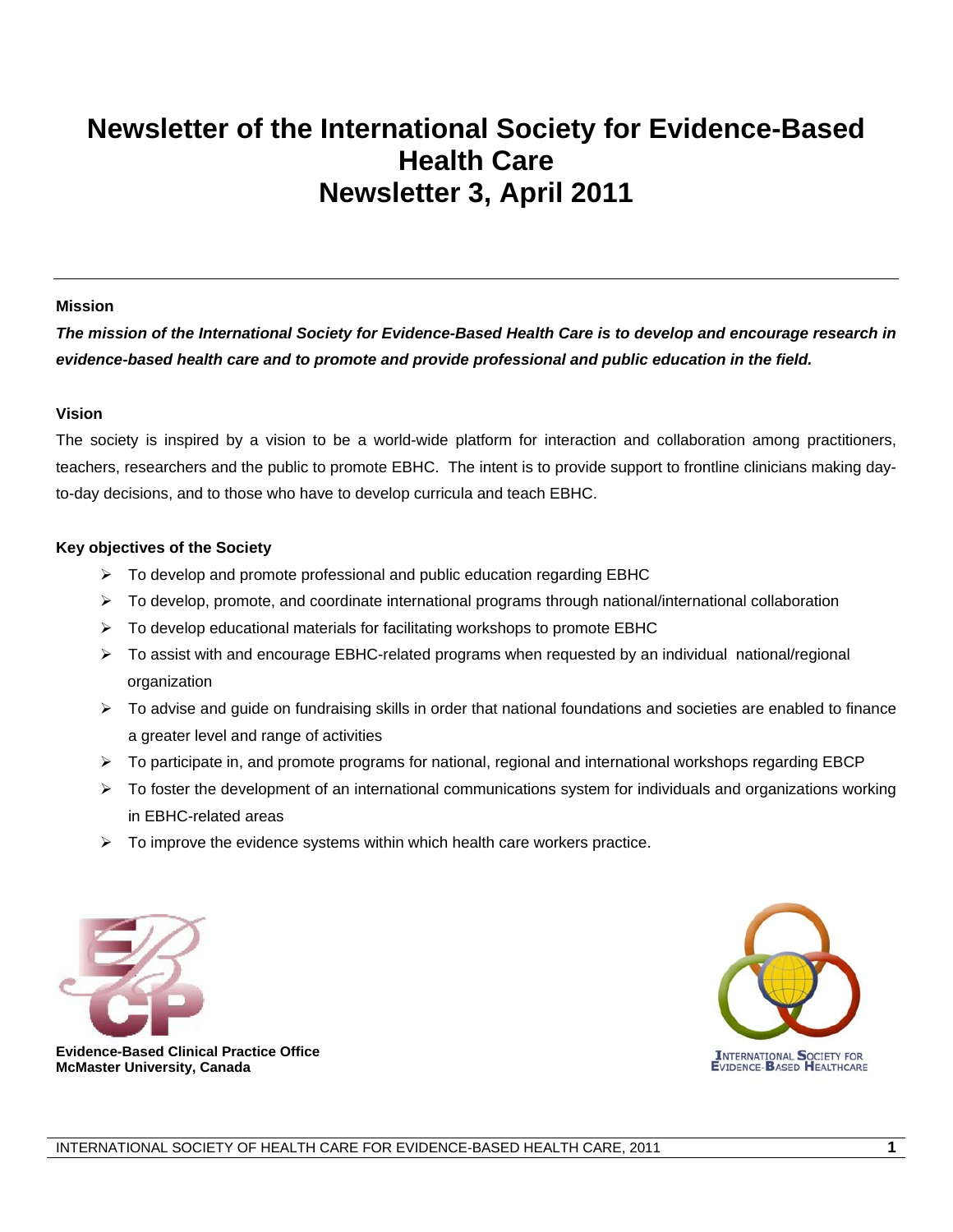# Newsletter of the International Society for Evidence-Based Health Care
# Newsletter 3, April 2011

---

**Mission**

***The mission of the International Society for Evidence-Based Health Care is to develop and encourage research in evidence-based health care and to promote and provide professional and public education in the field.***

**Vision**

The society is inspired by a vision to be a world-wide platform for interaction and collaboration among practitioners, teachers, researchers and the public to promote EBHC. The intent is to provide support to frontline clinicians making day-to-day decisions, and to those who have to develop curricula and teach EBHC.

**Key objectives of the Society**

- To develop and promote professional and public education regarding EBHC
- To develop, promote, and coordinate international programs through national/international collaboration
- To develop educational materials for facilitating workshops to promote EBHC
- To assist with and encourage EBHC-related programs when requested by an individual national/regional organization
- To advise and guide on fundraising skills in order that national foundations and societies are enabled to finance a greater level and range of activities
- To participate in, and promote programs for national, regional and international workshops regarding EBCP
- To foster the development of an international communications system for individuals and organizations working in EBHC-related areas
- To improve the evidence systems within which health care workers practice.

**Evidence-Based Clinical Practice Office**
**McMaster University, Canada**

INTERNATIONAL SOCIETY FOR EVIDENCE-BASED HEALTHCARE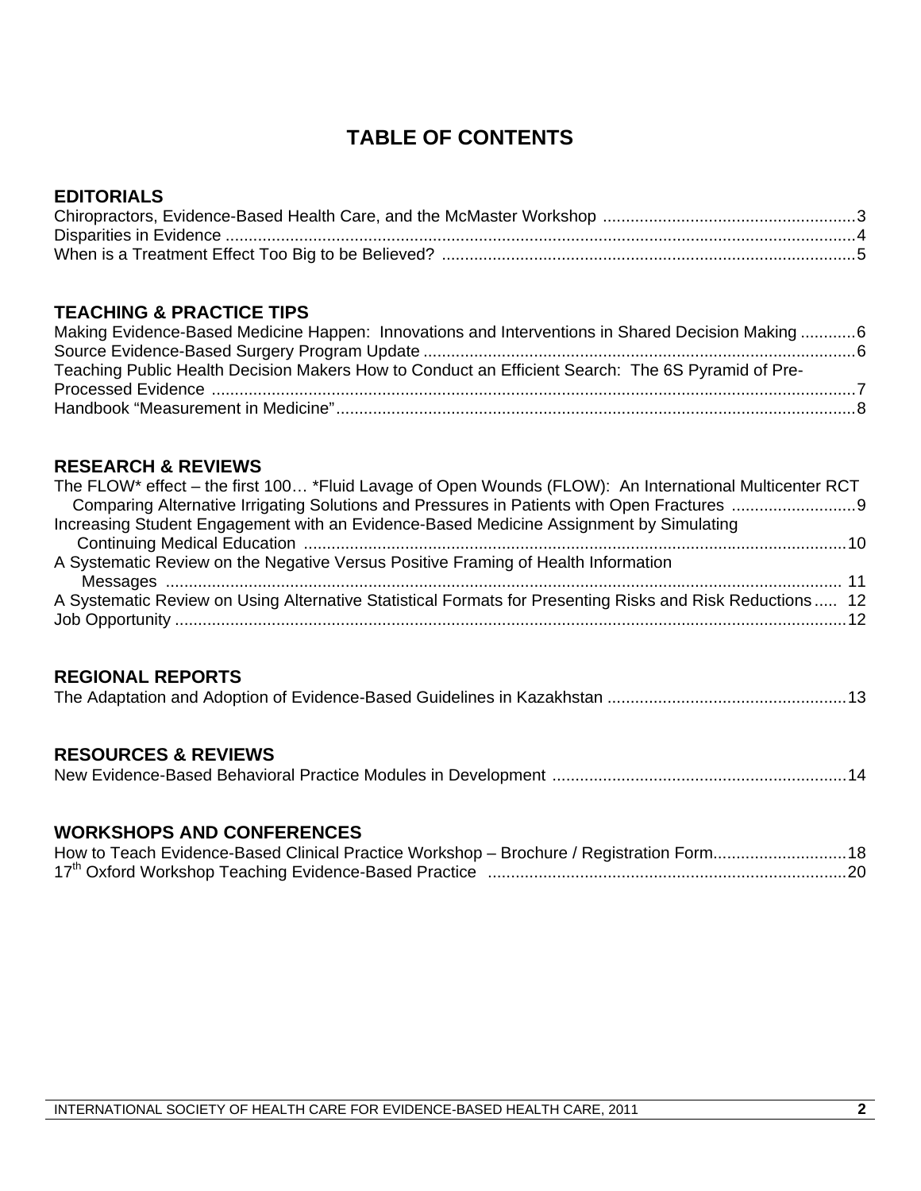# TABLE OF CONTENTS

## EDITORIALS

Chiropractors, Evidence-Based Health Care, and the McMaster Workshop ....................................................... 3
Disparities in Evidence ........................................................................................................................................ 4
When is a Treatment Effect Too Big to be Believed? ........................................................................................ 5

## TEACHING & PRACTICE TIPS

Making Evidence-Based Medicine Happen: Innovations and Interventions in Shared Decision Making ............ 6
Source Evidence-Based Surgery Program Update .............................................................................................. 6
Teaching Public Health Decision Makers How to Conduct an Efficient Search: The 6S Pyramid of Pre-Processed Evidence ........................................................................................................................................... 7
Handbook "Measurement in Medicine" ................................................................................................................ 8

## RESEARCH & REVIEWS

The FLOW* effect – the first 100… *Fluid Lavage of Open Wounds (FLOW): An International Multicenter RCT Comparing Alternative Irrigating Solutions and Pressures in Patients with Open Fractures ........................... 9
Increasing Student Engagement with an Evidence-Based Medicine Assignment by Simulating Continuing Medical Education ...................................................................................................................... 10
A Systematic Review on the Negative Versus Positive Framing of Health Information Messages ................................................................................................................................................... 11
A Systematic Review on Using Alternative Statistical Formats for Presenting Risks and Risk Reductions ..... 12
Job Opportunity .................................................................................................................................................. 12

## REGIONAL REPORTS

The Adaptation and Adoption of Evidence-Based Guidelines in Kazakhstan .................................................... 13

## RESOURCES & REVIEWS

New Evidence-Based Behavioral Practice Modules in Development ................................................................ 14

## WORKSHOPS AND CONFERENCES

How to Teach Evidence-Based Clinical Practice Workshop – Brochure / Registration Form ............................. 18
17th Oxford Workshop Teaching Evidence-Based Practice .............................................................................. 20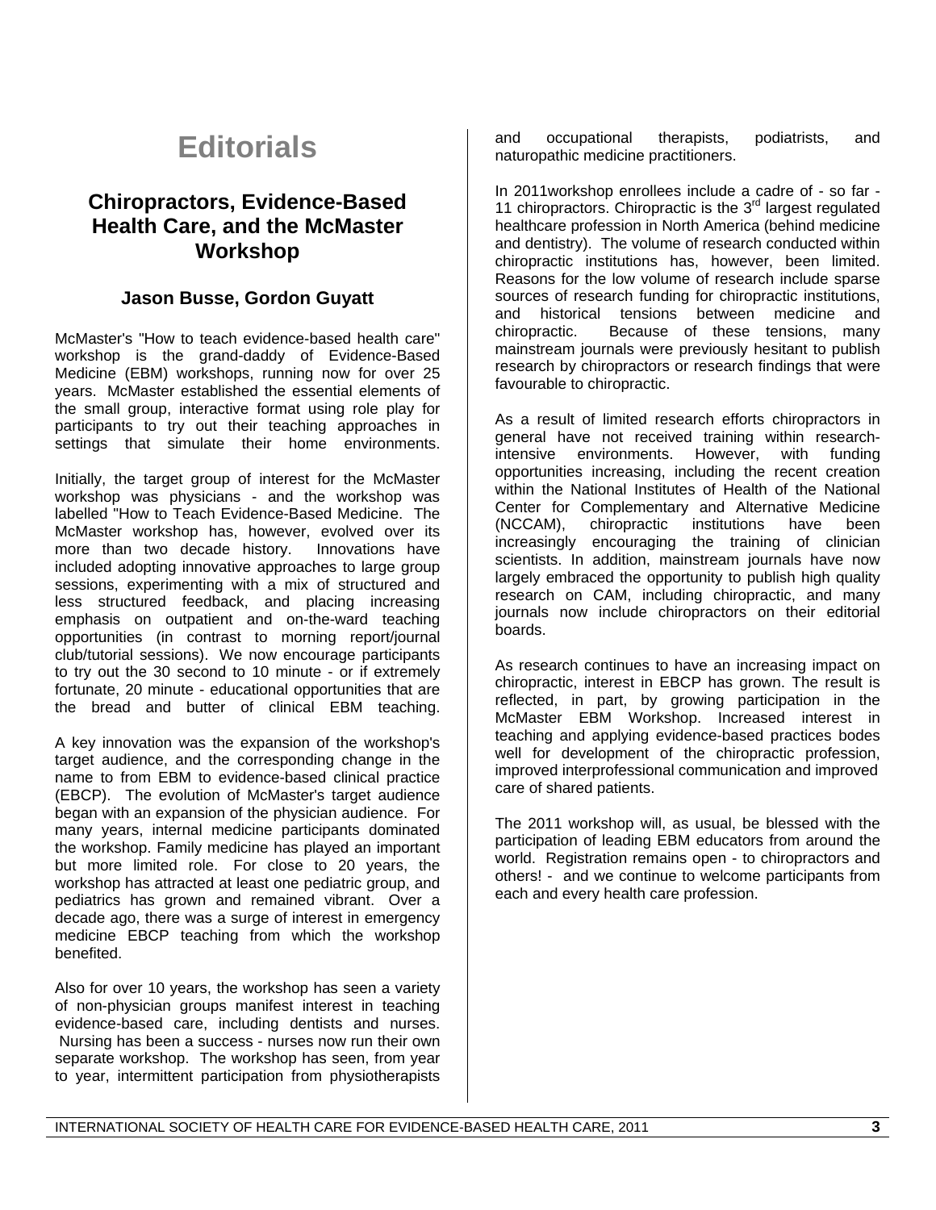# Editorials

## Chiropractors, Evidence-Based Health Care, and the McMaster Workshop

### Jason Busse, Gordon Guyatt

McMaster's "How to teach evidence-based health care" workshop is the grand-daddy of Evidence-Based Medicine (EBM) workshops, running now for over 25 years. McMaster established the essential elements of the small group, interactive format using role play for participants to try out their teaching approaches in settings that simulate their home environments.

Initially, the target group of interest for the McMaster workshop was physicians - and the workshop was labelled "How to Teach Evidence-Based Medicine. The McMaster workshop has, however, evolved over its more than two decade history. Innovations have included adopting innovative approaches to large group sessions, experimenting with a mix of structured and less structured feedback, and placing increasing emphasis on outpatient and on-the-ward teaching opportunities (in contrast to morning report/journal club/tutorial sessions). We now encourage participants to try out the 30 second to 10 minute - or if extremely fortunate, 20 minute - educational opportunities that are the bread and butter of clinical EBM teaching.

A key innovation was the expansion of the workshop's target audience, and the corresponding change in the name to from EBM to evidence-based clinical practice (EBCP). The evolution of McMaster's target audience began with an expansion of the physician audience. For many years, internal medicine participants dominated the workshop. Family medicine has played an important but more limited role. For close to 20 years, the workshop has attracted at least one pediatric group, and pediatrics has grown and remained vibrant. Over a decade ago, there was a surge of interest in emergency medicine EBCP teaching from which the workshop benefited.

Also for over 10 years, the workshop has seen a variety of non-physician groups manifest interest in teaching evidence-based care, including dentists and nurses. Nursing has been a success - nurses now run their own separate workshop. The workshop has seen, from year to year, intermittent participation from physiotherapists and occupational therapists, podiatrists, and naturopathic medicine practitioners.

In 2011workshop enrollees include a cadre of - so far - 11 chiropractors. Chiropractic is the 3rd largest regulated healthcare profession in North America (behind medicine and dentistry). The volume of research conducted within chiropractic institutions has, however, been limited. Reasons for the low volume of research include sparse sources of research funding for chiropractic institutions, and historical tensions between medicine and chiropractic. Because of these tensions, many mainstream journals were previously hesitant to publish research by chiropractors or research findings that were favourable to chiropractic.

As a result of limited research efforts chiropractors in general have not received training within research-intensive environments. However, with funding opportunities increasing, including the recent creation within the National Institutes of Health of the National Center for Complementary and Alternative Medicine (NCCAM), chiropractic institutions have been increasingly encouraging the training of clinician scientists. In addition, mainstream journals have now largely embraced the opportunity to publish high quality research on CAM, including chiropractic, and many journals now include chiropractors on their editorial boards.

As research continues to have an increasing impact on chiropractic, interest in EBCP has grown. The result is reflected, in part, by growing participation in the McMaster EBM Workshop. Increased interest in teaching and applying evidence-based practices bodes well for development of the chiropractic profession, improved interprofessional communication and improved care of shared patients.

The 2011 workshop will, as usual, be blessed with the participation of leading EBM educators from around the world. Registration remains open - to chiropractors and others! - and we continue to welcome participants from each and every health care profession.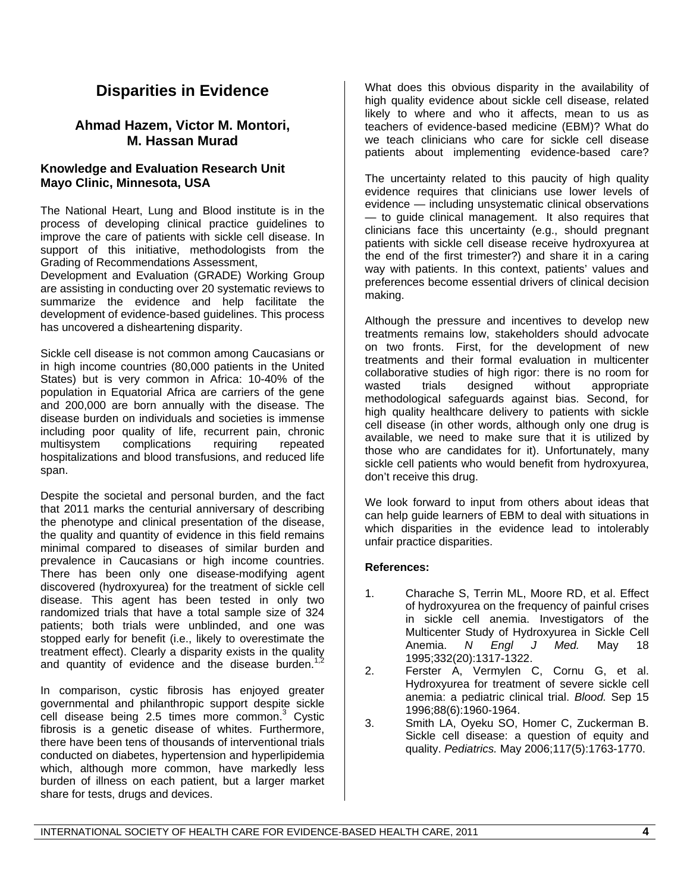# Disparities in Evidence

### Ahmad Hazem, Victor M. Montori, M. Hassan Murad

**Knowledge and Evaluation Research Unit**
**Mayo Clinic, Minnesota, USA**

The National Heart, Lung and Blood institute is in the process of developing clinical practice guidelines to improve the care of patients with sickle cell disease. In support of this initiative, methodologists from the Grading of Recommendations Assessment, Development and Evaluation (GRADE) Working Group are assisting in conducting over 20 systematic reviews to summarize the evidence and help facilitate the development of evidence-based guidelines. This process has uncovered a disheartening disparity.

Sickle cell disease is not common among Caucasians or in high income countries (80,000 patients in the United States) but is very common in Africa: 10-40% of the population in Equatorial Africa are carriers of the gene and 200,000 are born annually with the disease. The disease burden on individuals and societies is immense including poor quality of life, recurrent pain, chronic multisystem complications requiring repeated hospitalizations and blood transfusions, and reduced life span.

Despite the societal and personal burden, and the fact that 2011 marks the centurial anniversary of describing the phenotype and clinical presentation of the disease, the quality and quantity of evidence in this field remains minimal compared to diseases of similar burden and prevalence in Caucasians or high income countries. There has been only one disease-modifying agent discovered (hydroxyurea) for the treatment of sickle cell disease. This agent has been tested in only two randomized trials that have a total sample size of 324 patients; both trials were unblinded, and one was stopped early for benefit (i.e., likely to overestimate the treatment effect). Clearly a disparity exists in the quality and quantity of evidence and the disease burden.[1,2]

In comparison, cystic fibrosis has enjoyed greater governmental and philanthropic support despite sickle cell disease being 2.5 times more common.[3] Cystic fibrosis is a genetic disease of whites. Furthermore, there have been tens of thousands of interventional trials conducted on diabetes, hypertension and hyperlipidemia which, although more common, have markedly less burden of illness on each patient, but a larger market share for tests, drugs and devices.

What does this obvious disparity in the availability of high quality evidence about sickle cell disease, related likely to where and who it affects, mean to us as teachers of evidence-based medicine (EBM)? What do we teach clinicians who care for sickle cell disease patients about implementing evidence-based care?

The uncertainty related to this paucity of high quality evidence requires that clinicians use lower levels of evidence — including unsystematic clinical observations — to guide clinical management. It also requires that clinicians face this uncertainty (e.g., should pregnant patients with sickle cell disease receive hydroxyurea at the end of the first trimester?) and share it in a caring way with patients. In this context, patients' values and preferences become essential drivers of clinical decision making.

Although the pressure and incentives to develop new treatments remains low, stakeholders should advocate on two fronts. First, for the development of new treatments and their formal evaluation in multicenter collaborative studies of high rigor: there is no room for wasted trials designed without appropriate methodological safeguards against bias. Second, for high quality healthcare delivery to patients with sickle cell disease (in other words, although only one drug is available, we need to make sure that it is utilized by those who are candidates for it). Unfortunately, many sickle cell patients who would benefit from hydroxyurea, don't receive this drug.

We look forward to input from others about ideas that can help guide learners of EBM to deal with situations in which disparities in the evidence lead to intolerably unfair practice disparities.

**References:**

1. Charache S, Terrin ML, Moore RD, et al. Effect of hydroxyurea on the frequency of painful crises in sickle cell anemia. Investigators of the Multicenter Study of Hydroxyurea in Sickle Cell Anemia. *N Engl J Med.* May 18 1995;332(20):1317-1322.
2. Ferster A, Vermylen C, Cornu G, et al. Hydroxyurea for treatment of severe sickle cell anemia: a pediatric clinical trial. *Blood.* Sep 15 1996;88(6):1960-1964.
3. Smith LA, Oyeku SO, Homer C, Zuckerman B. Sickle cell disease: a question of equity and quality. *Pediatrics.* May 2006;117(5):1763-1770.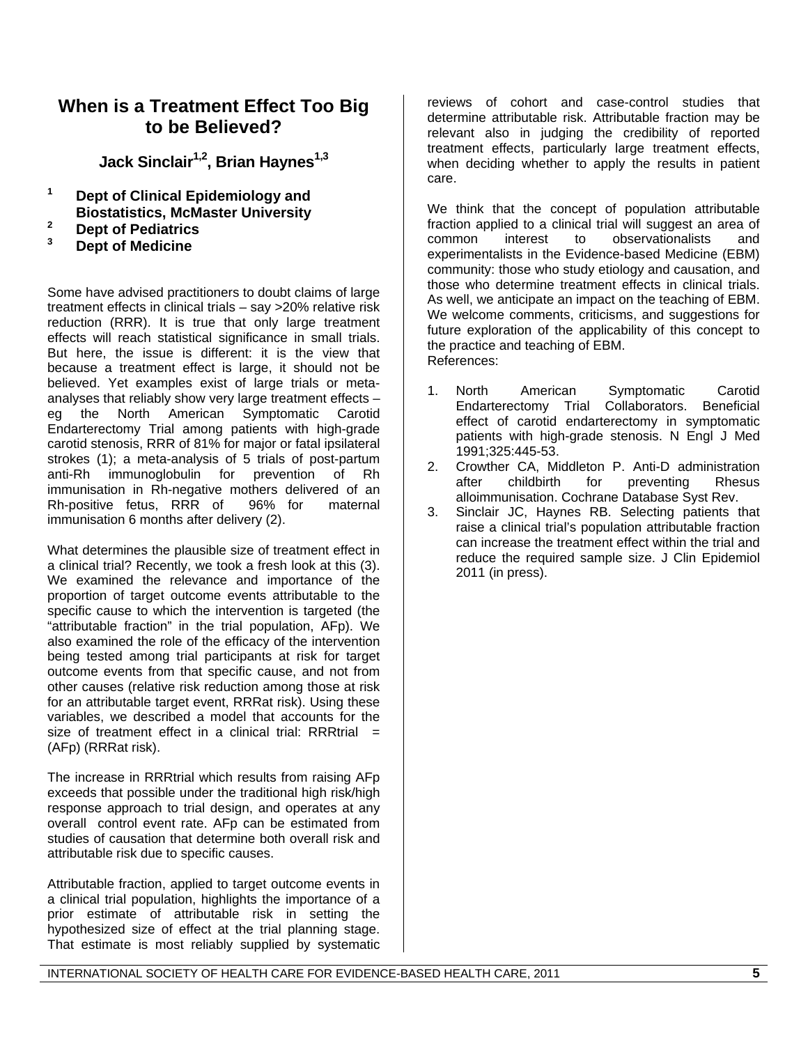# When is a Treatment Effect Too Big to be Believed?

**Jack Sinclair[1,2], Brian Haynes[1,3]**

[1] **Dept of Clinical Epidemiology and Biostatistics, McMaster University**
[2] **Dept of Pediatrics**
[3] **Dept of Medicine**

Some have advised practitioners to doubt claims of large treatment effects in clinical trials – say >20% relative risk reduction (RRR). It is true that only large treatment effects will reach statistical significance in small trials. But here, the issue is different: it is the view that because a treatment effect is large, it should not be believed. Yet examples exist of large trials or meta-analyses that reliably show very large treatment effects – eg the North American Symptomatic Carotid Endarterectomy Trial among patients with high-grade carotid stenosis, RRR of 81% for major or fatal ipsilateral strokes (1); a meta-analysis of 5 trials of post-partum anti-Rh immunoglobulin for prevention of Rh immunisation in Rh-negative mothers delivered of an Rh-positive fetus, RRR of 96% for maternal immunisation 6 months after delivery (2).

What determines the plausible size of treatment effect in a clinical trial? Recently, we took a fresh look at this (3). We examined the relevance and importance of the proportion of target outcome events attributable to the specific cause to which the intervention is targeted (the "attributable fraction" in the trial population, AFp). We also examined the role of the efficacy of the intervention being tested among trial participants at risk for target outcome events from that specific cause, and not from other causes (relative risk reduction among those at risk for an attributable target event, RRRat risk). Using these variables, we described a model that accounts for the size of treatment effect in a clinical trial: RRRtrial = (AFp) (RRRat risk).

The increase in RRRtrial which results from raising AFp exceeds that possible under the traditional high risk/high response approach to trial design, and operates at any overall control event rate. AFp can be estimated from studies of causation that determine both overall risk and attributable risk due to specific causes.

Attributable fraction, applied to target outcome events in a clinical trial population, highlights the importance of a prior estimate of attributable risk in setting the hypothesized size of effect at the trial planning stage. That estimate is most reliably supplied by systematic reviews of cohort and case-control studies that determine attributable risk. Attributable fraction may be relevant also in judging the credibility of reported treatment effects, particularly large treatment effects, when deciding whether to apply the results in patient care.

We think that the concept of population attributable fraction applied to a clinical trial will suggest an area of common interest to observationalists and experimentalists in the Evidence-based Medicine (EBM) community: those who study etiology and causation, and those who determine treatment effects in clinical trials. As well, we anticipate an impact on the teaching of EBM. We welcome comments, criticisms, and suggestions for future exploration of the applicability of this concept to the practice and teaching of EBM.

References:

1. North American Symptomatic Carotid Endarterectomy Trial Collaborators. Beneficial effect of carotid endarterectomy in symptomatic patients with high-grade stenosis. N Engl J Med 1991;325:445-53.
2. Crowther CA, Middleton P. Anti-D administration after childbirth for preventing Rhesus alloimmunisation. Cochrane Database Syst Rev.
3. Sinclair JC, Haynes RB. Selecting patients that raise a clinical trial's population attributable fraction can increase the treatment effect within the trial and reduce the required sample size. J Clin Epidemiol 2011 (in press).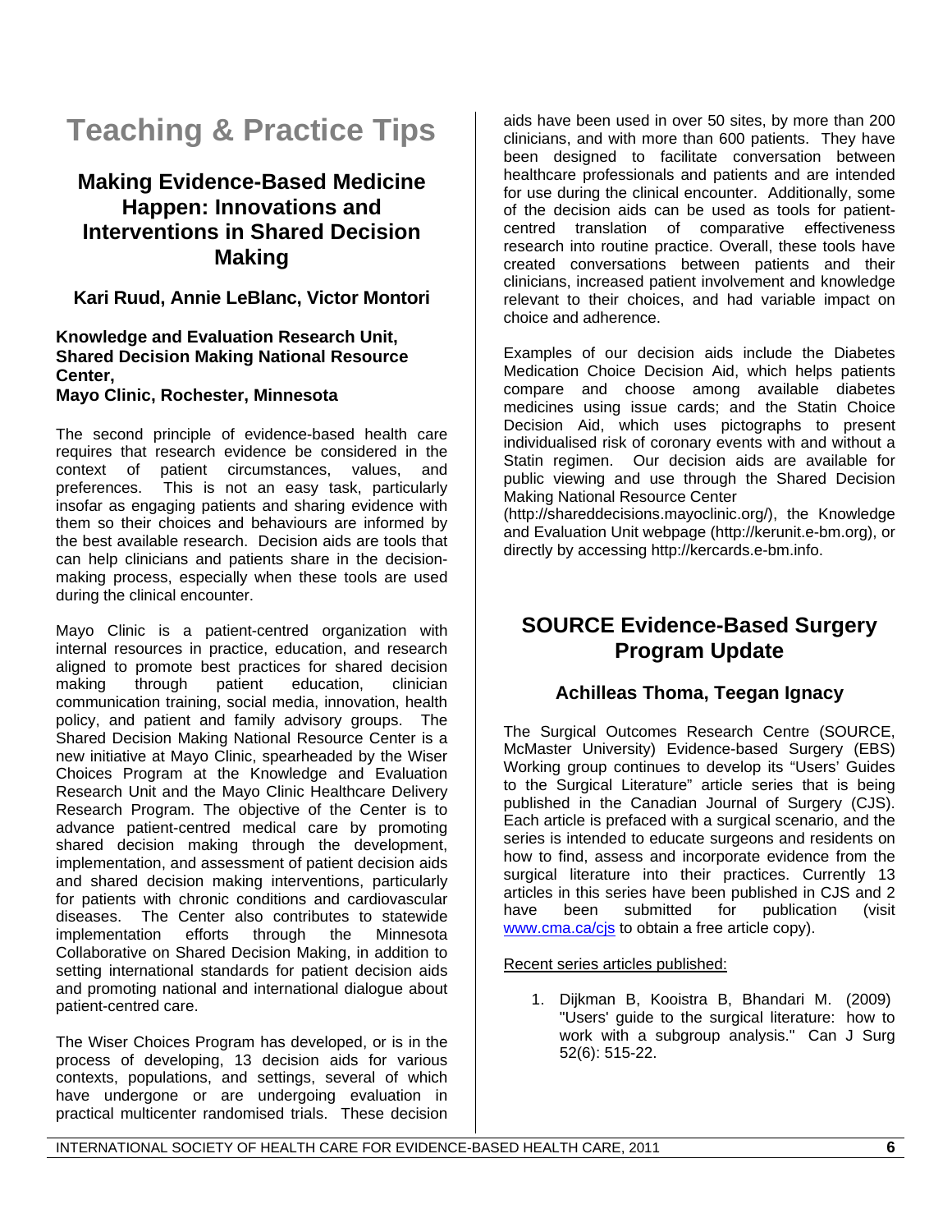# Teaching & Practice Tips

## Making Evidence-Based Medicine Happen: Innovations and Interventions in Shared Decision Making

### Kari Ruud, Annie LeBlanc, Victor Montori

**Knowledge and Evaluation Research Unit, Shared Decision Making National Resource Center,**
**Mayo Clinic, Rochester, Minnesota**

The second principle of evidence-based health care requires that research evidence be considered in the context of patient circumstances, values, and preferences. This is not an easy task, particularly insofar as engaging patients and sharing evidence with them so their choices and behaviours are informed by the best available research. Decision aids are tools that can help clinicians and patients share in the decision-making process, especially when these tools are used during the clinical encounter.

Mayo Clinic is a patient-centred organization with internal resources in practice, education, and research aligned to promote best practices for shared decision making through patient education, clinician communication training, social media, innovation, health policy, and patient and family advisory groups. The Shared Decision Making National Resource Center is a new initiative at Mayo Clinic, spearheaded by the Wiser Choices Program at the Knowledge and Evaluation Research Unit and the Mayo Clinic Healthcare Delivery Research Program. The objective of the Center is to advance patient-centred medical care by promoting shared decision making through the development, implementation, and assessment of patient decision aids and shared decision making interventions, particularly for patients with chronic conditions and cardiovascular diseases. The Center also contributes to statewide implementation efforts through the Minnesota Collaborative on Shared Decision Making, in addition to setting international standards for patient decision aids and promoting national and international dialogue about patient-centred care.

The Wiser Choices Program has developed, or is in the process of developing, 13 decision aids for various contexts, populations, and settings, several of which have undergone or are undergoing evaluation in practical multicenter randomised trials. These decision aids have been used in over 50 sites, by more than 200 clinicians, and with more than 600 patients. They have been designed to facilitate conversation between healthcare professionals and patients and are intended for use during the clinical encounter. Additionally, some of the decision aids can be used as tools for patient-centred translation of comparative effectiveness research into routine practice. Overall, these tools have created conversations between patients and their clinicians, increased patient involvement and knowledge relevant to their choices, and had variable impact on choice and adherence.

Examples of our decision aids include the Diabetes Medication Choice Decision Aid, which helps patients compare and choose among available diabetes medicines using issue cards; and the Statin Choice Decision Aid, which uses pictographs to present individualised risk of coronary events with and without a Statin regimen. Our decision aids are available for public viewing and use through the Shared Decision Making National Resource Center (http://shareddecisions.mayoclinic.org/), the Knowledge and Evaluation Unit webpage (http://kerunit.e-bm.org), or directly by accessing http://kercards.e-bm.info.

## SOURCE Evidence-Based Surgery Program Update

### Achilleas Thoma, Teegan Ignacy

The Surgical Outcomes Research Centre (SOURCE, McMaster University) Evidence-based Surgery (EBS) Working group continues to develop its "Users' Guides to the Surgical Literature" article series that is being published in the Canadian Journal of Surgery (CJS). Each article is prefaced with a surgical scenario, and the series is intended to educate surgeons and residents on how to find, assess and incorporate evidence from the surgical literature into their practices. Currently 13 articles in this series have been published in CJS and 2 have been submitted for publication (visit www.cma.ca/cjs to obtain a free article copy).

Recent series articles published:

1. Dijkman B, Kooistra B, Bhandari M. (2009) "Users' guide to the surgical literature: how to work with a subgroup analysis." Can J Surg 52(6): 515-22.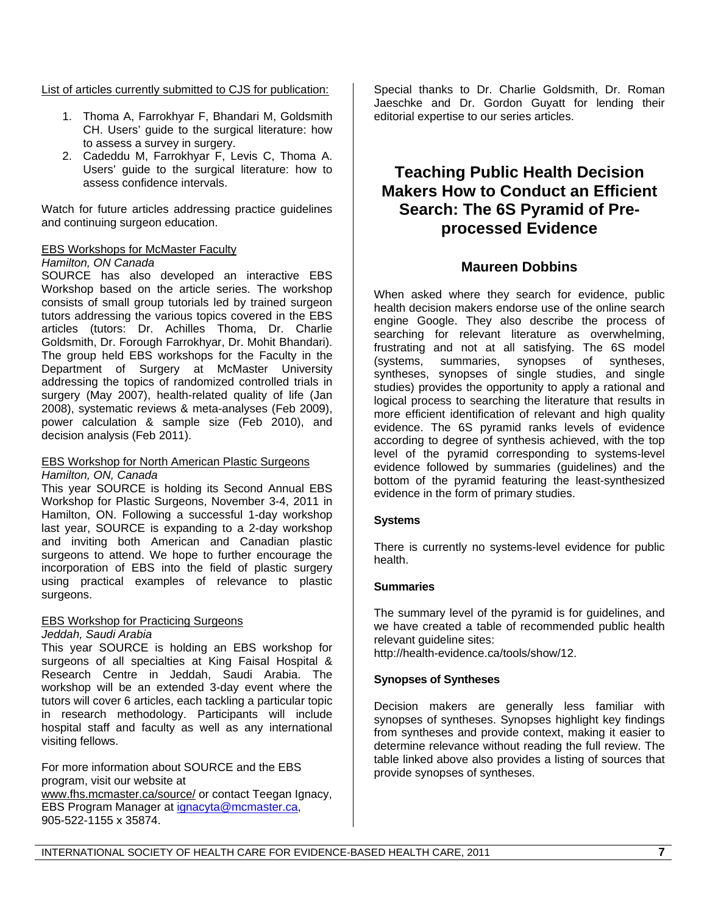List of articles currently submitted to CJS for publication:

1. Thoma A, Farrokhyar F, Bhandari M, Goldsmith CH. Users' guide to the surgical literature: how to assess a survey in surgery.
2. Cadeddu M, Farrokhyar F, Levis C, Thoma A. Users' guide to the surgical literature: how to assess confidence intervals.

Watch for future articles addressing practice guidelines and continuing surgeon education.

EBS Workshops for McMaster Faculty
*Hamilton, ON Canada*
SOURCE has also developed an interactive EBS Workshop based on the article series. The workshop consists of small group tutorials led by trained surgeon tutors addressing the various topics covered in the EBS articles (tutors: Dr. Achilles Thoma, Dr. Charlie Goldsmith, Dr. Forough Farrokhyar, Dr. Mohit Bhandari). The group held EBS workshops for the Faculty in the Department of Surgery at McMaster University addressing the topics of randomized controlled trials in surgery (May 2007), health-related quality of life (Jan 2008), systematic reviews & meta-analyses (Feb 2009), power calculation & sample size (Feb 2010), and decision analysis (Feb 2011).

EBS Workshop for North American Plastic Surgeons
*Hamilton, ON, Canada*
This year SOURCE is holding its Second Annual EBS Workshop for Plastic Surgeons, November 3-4, 2011 in Hamilton, ON. Following a successful 1-day workshop last year, SOURCE is expanding to a 2-day workshop and inviting both American and Canadian plastic surgeons to attend. We hope to further encourage the incorporation of EBS into the field of plastic surgery using practical examples of relevance to plastic surgeons.

EBS Workshop for Practicing Surgeons
*Jeddah, Saudi Arabia*
This year SOURCE is holding an EBS workshop for surgeons of all specialties at King Faisal Hospital & Research Centre in Jeddah, Saudi Arabia. The workshop will be an extended 3-day event where the tutors will cover 6 articles, each tackling a particular topic in research methodology. Participants will include hospital staff and faculty as well as any international visiting fellows.

For more information about SOURCE and the EBS program, visit our website at www.fhs.mcmaster.ca/source/ or contact Teegan Ignacy, EBS Program Manager at ignacyta@mcmaster.ca, 905-522-1155 x 35874.

Special thanks to Dr. Charlie Goldsmith, Dr. Roman Jaeschke and Dr. Gordon Guyatt for lending their editorial expertise to our series articles.

# Teaching Public Health Decision Makers How to Conduct an Efficient Search: The 6S Pyramid of Pre-processed Evidence

### Maureen Dobbins

When asked where they search for evidence, public health decision makers endorse use of the online search engine Google. They also describe the process of searching for relevant literature as overwhelming, frustrating and not at all satisfying. The 6S model (systems, summaries, synopses of syntheses, syntheses, synopses of single studies, and single studies) provides the opportunity to apply a rational and logical process to searching the literature that results in more efficient identification of relevant and high quality evidence. The 6S pyramid ranks levels of evidence according to degree of synthesis achieved, with the top level of the pyramid corresponding to systems-level evidence followed by summaries (guidelines) and the bottom of the pyramid featuring the least-synthesized evidence in the form of primary studies.

**Systems**

There is currently no systems-level evidence for public health.

**Summaries**

The summary level of the pyramid is for guidelines, and we have created a table of recommended public health relevant guideline sites:
http://health-evidence.ca/tools/show/12.

**Synopses of Syntheses**

Decision makers are generally less familiar with synopses of syntheses. Synopses highlight key findings from syntheses and provide context, making it easier to determine relevance without reading the full review. The table linked above also provides a listing of sources that provide synopses of syntheses.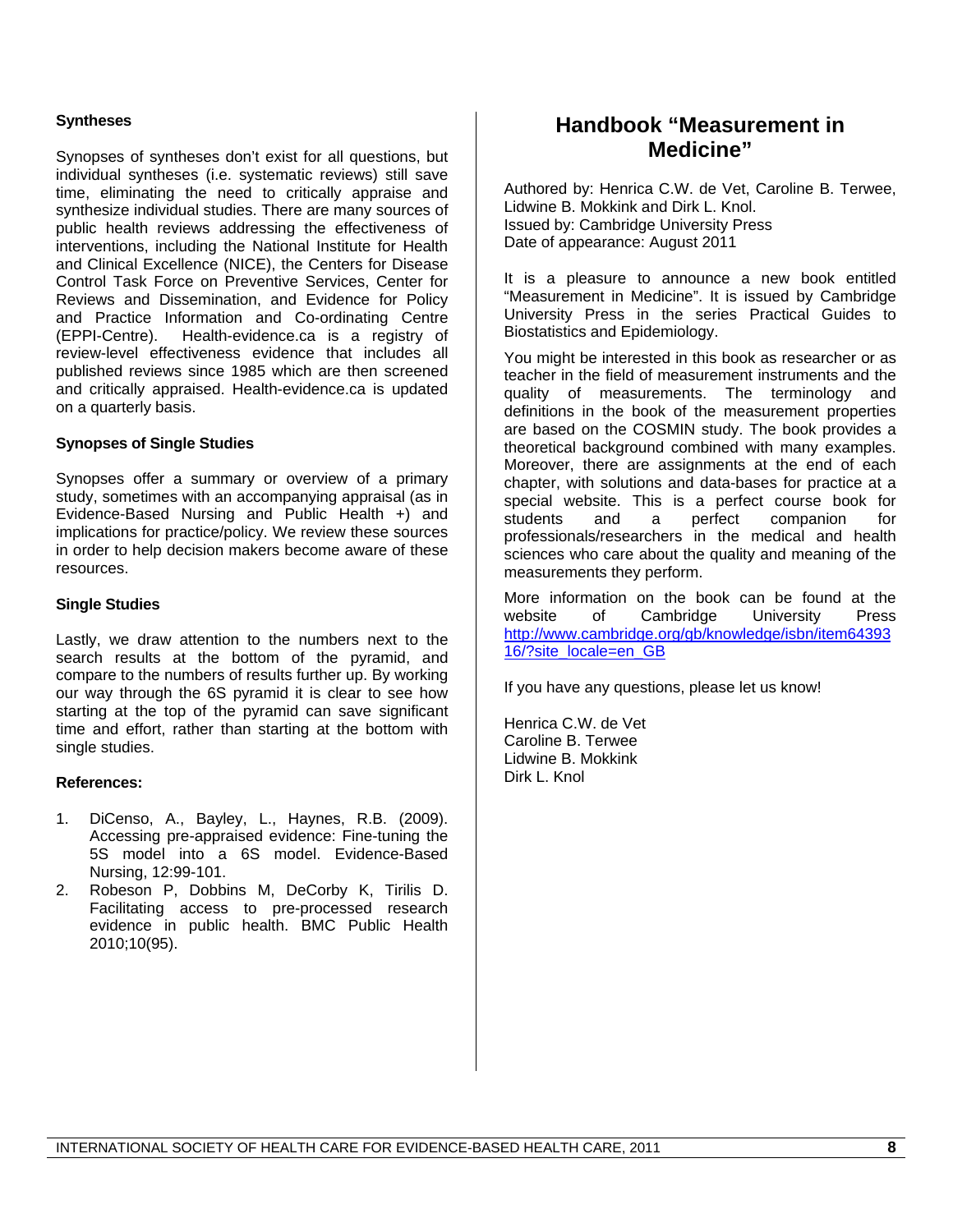### Syntheses

Synopses of syntheses don't exist for all questions, but individual syntheses (i.e. systematic reviews) still save time, eliminating the need to critically appraise and synthesize individual studies. There are many sources of public health reviews addressing the effectiveness of interventions, including the National Institute for Health and Clinical Excellence (NICE), the Centers for Disease Control Task Force on Preventive Services, Center for Reviews and Dissemination, and Evidence for Policy and Practice Information and Co-ordinating Centre (EPPI-Centre). Health-evidence.ca is a registry of review-level effectiveness evidence that includes all published reviews since 1985 which are then screened and critically appraised. Health-evidence.ca is updated on a quarterly basis.

### Synopses of Single Studies

Synopses offer a summary or overview of a primary study, sometimes with an accompanying appraisal (as in Evidence-Based Nursing and Public Health +) and implications for practice/policy. We review these sources in order to help decision makers become aware of these resources.

### Single Studies

Lastly, we draw attention to the numbers next to the search results at the bottom of the pyramid, and compare to the numbers of results further up. By working our way through the 6S pyramid it is clear to see how starting at the top of the pyramid can save significant time and effort, rather than starting at the bottom with single studies.

### References:

1. DiCenso, A., Bayley, L., Haynes, R.B. (2009). Accessing pre-appraised evidence: Fine-tuning the 5S model into a 6S model. Evidence-Based Nursing, 12:99-101.
2. Robeson P, Dobbins M, DeCorby K, Tirilis D. Facilitating access to pre-processed research evidence in public health. BMC Public Health 2010;10(95).

## Handbook "Measurement in Medicine"

Authored by: Henrica C.W. de Vet, Caroline B. Terwee, Lidwine B. Mokkink and Dirk L. Knol.
Issued by: Cambridge University Press
Date of appearance: August 2011

It is a pleasure to announce a new book entitled "Measurement in Medicine". It is issued by Cambridge University Press in the series Practical Guides to Biostatistics and Epidemiology.

You might be interested in this book as researcher or as teacher in the field of measurement instruments and the quality of measurements. The terminology and definitions in the book of the measurement properties are based on the COSMIN study. The book provides a theoretical background combined with many examples. Moreover, there are assignments at the end of each chapter, with solutions and data-bases for practice at a special website. This is a perfect course book for students and a perfect companion for professionals/researchers in the medical and health sciences who care about the quality and meaning of the measurements they perform.

More information on the book can be found at the website of Cambridge University Press http://www.cambridge.org/gb/knowledge/isbn/item6439316/?site_locale=en_GB

If you have any questions, please let us know!

Henrica C.W. de Vet
Caroline B. Terwee
Lidwine B. Mokkink
Dirk L. Knol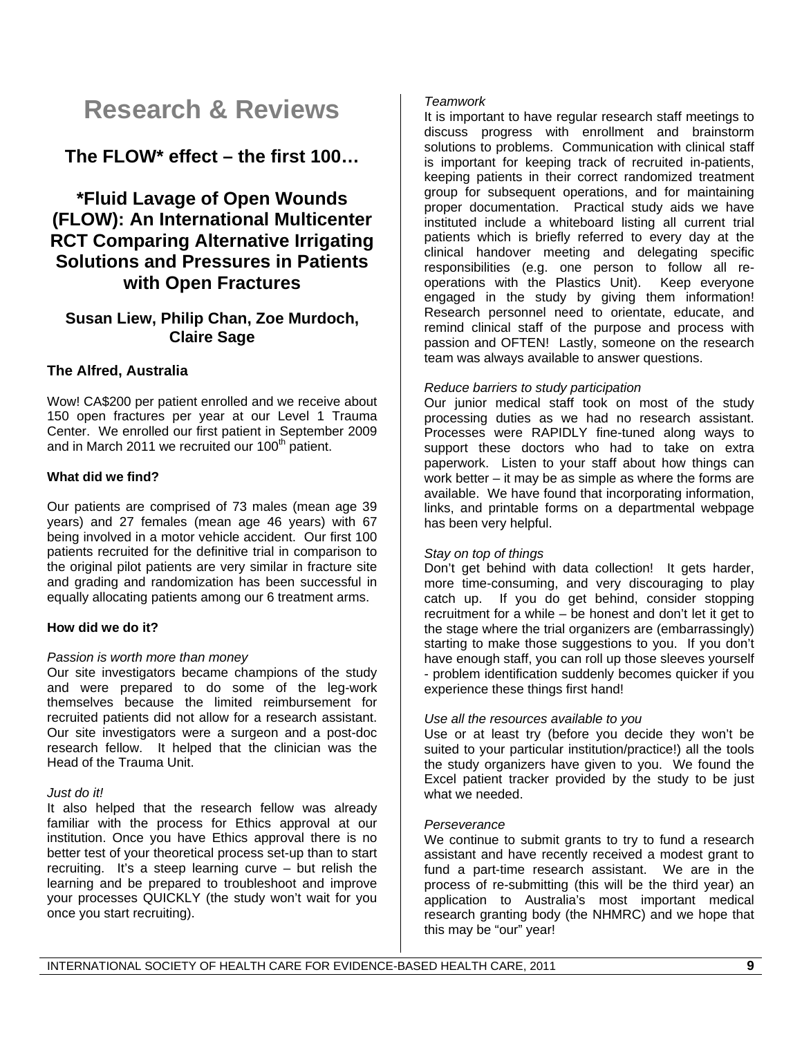# Research & Reviews

## The FLOW* effect – the first 100…

## *Fluid Lavage of Open Wounds (FLOW): An International Multicenter RCT Comparing Alternative Irrigating Solutions and Pressures in Patients with Open Fractures

### Susan Liew, Philip Chan, Zoe Murdoch, Claire Sage

### The Alfred, Australia

Wow! CA$200 per patient enrolled and we receive about 150 open fractures per year at our Level 1 Trauma Center. We enrolled our first patient in September 2009 and in March 2011 we recruited our 100th patient.

**What did we find?**

Our patients are comprised of 73 males (mean age 39 years) and 27 females (mean age 46 years) with 67 being involved in a motor vehicle accident. Our first 100 patients recruited for the definitive trial in comparison to the original pilot patients are very similar in fracture site and grading and randomization has been successful in equally allocating patients among our 6 treatment arms.

**How did we do it?**

*Passion is worth more than money*

Our site investigators became champions of the study and were prepared to do some of the leg-work themselves because the limited reimbursement for recruited patients did not allow for a research assistant. Our site investigators were a surgeon and a post-doc research fellow. It helped that the clinician was the Head of the Trauma Unit.

*Just do it!*

It also helped that the research fellow was already familiar with the process for Ethics approval at our institution. Once you have Ethics approval there is no better test of your theoretical process set-up than to start recruiting. It's a steep learning curve – but relish the learning and be prepared to troubleshoot and improve your processes QUICKLY (the study won't wait for you once you start recruiting).

*Teamwork*

It is important to have regular research staff meetings to discuss progress with enrollment and brainstorm solutions to problems. Communication with clinical staff is important for keeping track of recruited in-patients, keeping patients in their correct randomized treatment group for subsequent operations, and for maintaining proper documentation. Practical study aids we have instituted include a whiteboard listing all current trial patients which is briefly referred to every day at the clinical handover meeting and delegating specific responsibilities (e.g. one person to follow all re-operations with the Plastics Unit). Keep everyone engaged in the study by giving them information! Research personnel need to orientate, educate, and remind clinical staff of the purpose and process with passion and OFTEN! Lastly, someone on the research team was always available to answer questions.

*Reduce barriers to study participation*

Our junior medical staff took on most of the study processing duties as we had no research assistant. Processes were RAPIDLY fine-tuned along ways to support these doctors who had to take on extra paperwork. Listen to your staff about how things can work better – it may be as simple as where the forms are available. We have found that incorporating information, links, and printable forms on a departmental webpage has been very helpful.

*Stay on top of things*

Don't get behind with data collection! It gets harder, more time-consuming, and very discouraging to play catch up. If you do get behind, consider stopping recruitment for a while – be honest and don't let it get to the stage where the trial organizers are (embarrassingly) starting to make those suggestions to you. If you don't have enough staff, you can roll up those sleeves yourself - problem identification suddenly becomes quicker if you experience these things first hand!

*Use all the resources available to you*

Use or at least try (before you decide they won't be suited to your particular institution/practice!) all the tools the study organizers have given to you. We found the Excel patient tracker provided by the study to be just what we needed.

*Perseverance*

We continue to submit grants to try to fund a research assistant and have recently received a modest grant to fund a part-time research assistant. We are in the process of re-submitting (this will be the third year) an application to Australia's most important medical research granting body (the NHMRC) and we hope that this may be "our" year!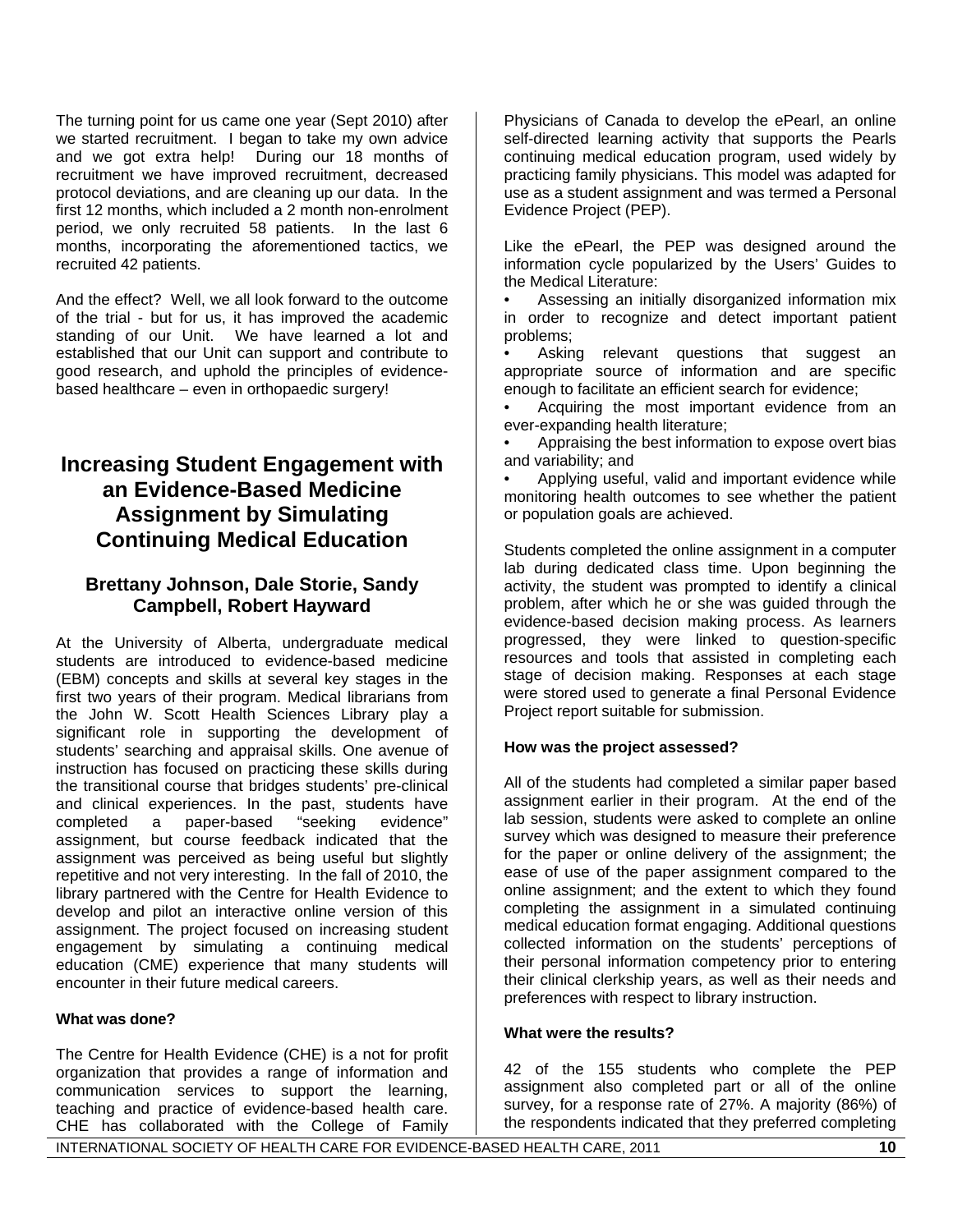The turning point for us came one year (Sept 2010) after we started recruitment. I began to take my own advice and we got extra help! During our 18 months of recruitment we have improved recruitment, decreased protocol deviations, and are cleaning up our data. In the first 12 months, which included a 2 month non-enrolment period, we only recruited 58 patients. In the last 6 months, incorporating the aforementioned tactics, we recruited 42 patients.

And the effect? Well, we all look forward to the outcome of the trial - but for us, it has improved the academic standing of our Unit. We have learned a lot and established that our Unit can support and contribute to good research, and uphold the principles of evidence-based healthcare – even in orthopaedic surgery!

## Increasing Student Engagement with an Evidence-Based Medicine Assignment by Simulating Continuing Medical Education

### Brettany Johnson, Dale Storie, Sandy Campbell, Robert Hayward

At the University of Alberta, undergraduate medical students are introduced to evidence-based medicine (EBM) concepts and skills at several key stages in the first two years of their program. Medical librarians from the John W. Scott Health Sciences Library play a significant role in supporting the development of students' searching and appraisal skills. One avenue of instruction has focused on practicing these skills during the transitional course that bridges students' pre-clinical and clinical experiences. In the past, students have completed a paper-based "seeking evidence" assignment, but course feedback indicated that the assignment was perceived as being useful but slightly repetitive and not very interesting. In the fall of 2010, the library partnered with the Centre for Health Evidence to develop and pilot an interactive online version of this assignment. The project focused on increasing student engagement by simulating a continuing medical education (CME) experience that many students will encounter in their future medical careers.

**What was done?**

The Centre for Health Evidence (CHE) is a not for profit organization that provides a range of information and communication services to support the learning, teaching and practice of evidence-based health care. CHE has collaborated with the College of Family Physicians of Canada to develop the ePearl, an online self-directed learning activity that supports the Pearls continuing medical education program, used widely by practicing family physicians. This model was adapted for use as a student assignment and was termed a Personal Evidence Project (PEP).

Like the ePearl, the PEP was designed around the information cycle popularized by the Users' Guides to the Medical Literature:

- Assessing an initially disorganized information mix in order to recognize and detect important patient problems;
- Asking relevant questions that suggest an appropriate source of information and are specific enough to facilitate an efficient search for evidence;
- Acquiring the most important evidence from an ever-expanding health literature;
- Appraising the best information to expose overt bias and variability; and
- Applying useful, valid and important evidence while monitoring health outcomes to see whether the patient or population goals are achieved.

Students completed the online assignment in a computer lab during dedicated class time. Upon beginning the activity, the student was prompted to identify a clinical problem, after which he or she was guided through the evidence-based decision making process. As learners progressed, they were linked to question-specific resources and tools that assisted in completing each stage of decision making. Responses at each stage were stored used to generate a final Personal Evidence Project report suitable for submission.

**How was the project assessed?**

All of the students had completed a similar paper based assignment earlier in their program. At the end of the lab session, students were asked to complete an online survey which was designed to measure their preference for the paper or online delivery of the assignment; the ease of use of the paper assignment compared to the online assignment; and the extent to which they found completing the assignment in a simulated continuing medical education format engaging. Additional questions collected information on the students' perceptions of their personal information competency prior to entering their clinical clerkship years, as well as their needs and preferences with respect to library instruction.

**What were the results?**

42 of the 155 students who complete the PEP assignment also completed part or all of the online survey, for a response rate of 27%. A majority (86%) of the respondents indicated that they preferred completing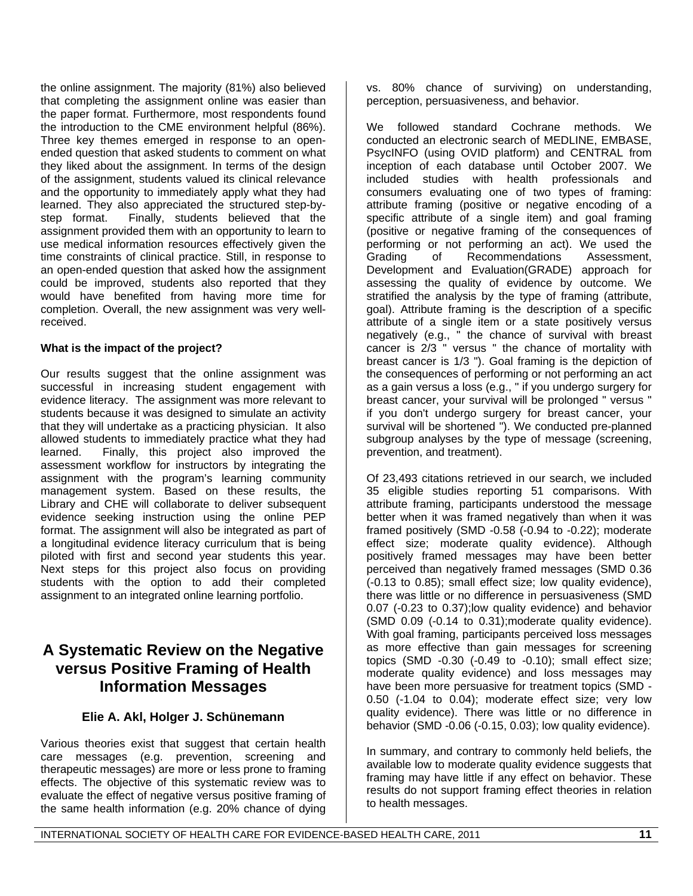the online assignment. The majority (81%) also believed that completing the assignment online was easier than the paper format. Furthermore, most respondents found the introduction to the CME environment helpful (86%). Three key themes emerged in response to an open-ended question that asked students to comment on what they liked about the assignment. In terms of the design of the assignment, students valued its clinical relevance and the opportunity to immediately apply what they had learned. They also appreciated the structured step-by-step format. Finally, students believed that the assignment provided them with an opportunity to learn to use medical information resources effectively given the time constraints of clinical practice. Still, in response to an open-ended question that asked how the assignment could be improved, students also reported that they would have benefited from having more time for completion. Overall, the new assignment was very well-received.

**What is the impact of the project?**

Our results suggest that the online assignment was successful in increasing student engagement with evidence literacy. The assignment was more relevant to students because it was designed to simulate an activity that they will undertake as a practicing physician. It also allowed students to immediately practice what they had learned. Finally, this project also improved the assessment workflow for instructors by integrating the assignment with the program's learning community management system. Based on these results, the Library and CHE will collaborate to deliver subsequent evidence seeking instruction using the online PEP format. The assignment will also be integrated as part of a longitudinal evidence literacy curriculum that is being piloted with first and second year students this year. Next steps for this project also focus on providing students with the option to add their completed assignment to an integrated online learning portfolio.

## A Systematic Review on the Negative versus Positive Framing of Health Information Messages

### Elie A. Akl, Holger J. Schünemann

Various theories exist that suggest that certain health care messages (e.g. prevention, screening and therapeutic messages) are more or less prone to framing effects. The objective of this systematic review was to evaluate the effect of negative versus positive framing of the same health information (e.g. 20% chance of dying vs. 80% chance of surviving) on understanding, perception, persuasiveness, and behavior.

We followed standard Cochrane methods. We conducted an electronic search of MEDLINE, EMBASE, PsycINFO (using OVID platform) and CENTRAL from inception of each database until October 2007. We included studies with health professionals and consumers evaluating one of two types of framing: attribute framing (positive or negative encoding of a specific attribute of a single item) and goal framing (positive or negative framing of the consequences of performing or not performing an act). We used the Grading of Recommendations Assessment, Development and Evaluation(GRADE) approach for assessing the quality of evidence by outcome. We stratified the analysis by the type of framing (attribute, goal). Attribute framing is the description of a specific attribute of a single item or a state positively versus negatively (e.g., " the chance of survival with breast cancer is 2/3 " versus " the chance of mortality with breast cancer is 1/3 "). Goal framing is the depiction of the consequences of performing or not performing an act as a gain versus a loss (e.g., " if you undergo surgery for breast cancer, your survival will be prolonged " versus " if you don't undergo surgery for breast cancer, your survival will be shortened "). We conducted pre-planned subgroup analyses by the type of message (screening, prevention, and treatment).

Of 23,493 citations retrieved in our search, we included 35 eligible studies reporting 51 comparisons. With attribute framing, participants understood the message better when it was framed negatively than when it was framed positively (SMD -0.58 (-0.94 to -0.22); moderate effect size; moderate quality evidence). Although positively framed messages may have been better perceived than negatively framed messages (SMD 0.36 (-0.13 to 0.85); small effect size; low quality evidence), there was little or no difference in persuasiveness (SMD 0.07 (-0.23 to 0.37);low quality evidence) and behavior (SMD 0.09 (-0.14 to 0.31);moderate quality evidence). With goal framing, participants perceived loss messages as more effective than gain messages for screening topics (SMD -0.30 (-0.49 to -0.10); small effect size; moderate quality evidence) and loss messages may have been more persuasive for treatment topics (SMD -0.50 (-1.04 to 0.04); moderate effect size; very low quality evidence). There was little or no difference in behavior (SMD -0.06 (-0.15, 0.03); low quality evidence).

In summary, and contrary to commonly held beliefs, the available low to moderate quality evidence suggests that framing may have little if any effect on behavior. These results do not support framing effect theories in relation to health messages.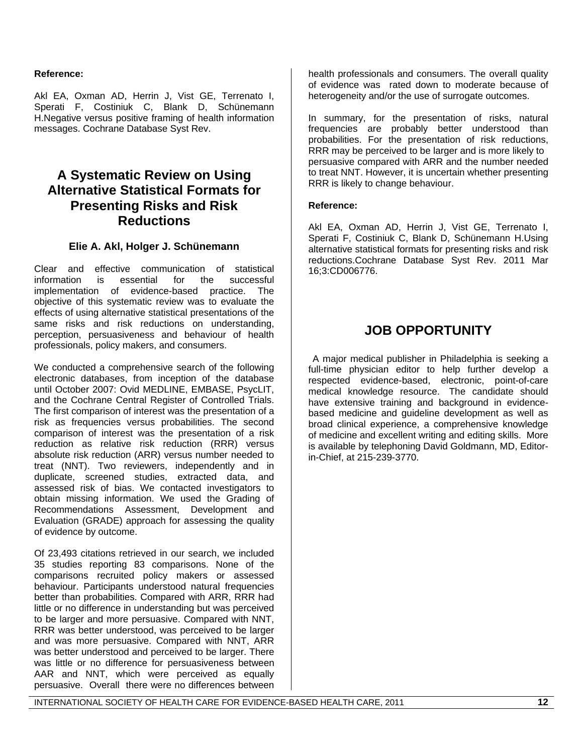**Reference:**

Akl EA, Oxman AD, Herrin J, Vist GE, Terrenato I, Sperati F, Costiniuk C, Blank D, Schünemann H.Negative versus positive framing of health information messages. Cochrane Database Syst Rev.

## A Systematic Review on Using Alternative Statistical Formats for Presenting Risks and Risk Reductions

### Elie A. Akl, Holger J. Schünemann

Clear and effective communication of statistical information is essential for the successful implementation of evidence-based practice. The objective of this systematic review was to evaluate the effects of using alternative statistical presentations of the same risks and risk reductions on understanding, perception, persuasiveness and behaviour of health professionals, policy makers, and consumers.

We conducted a comprehensive search of the following electronic databases, from inception of the database until October 2007: Ovid MEDLINE, EMBASE, PsycLIT, and the Cochrane Central Register of Controlled Trials. The first comparison of interest was the presentation of a risk as frequencies versus probabilities. The second comparison of interest was the presentation of a risk reduction as relative risk reduction (RRR) versus absolute risk reduction (ARR) versus number needed to treat (NNT). Two reviewers, independently and in duplicate, screened studies, extracted data, and assessed risk of bias. We contacted investigators to obtain missing information. We used the Grading of Recommendations Assessment, Development and Evaluation (GRADE) approach for assessing the quality of evidence by outcome.

Of 23,493 citations retrieved in our search, we included 35 studies reporting 83 comparisons. None of the comparisons recruited policy makers or assessed behaviour. Participants understood natural frequencies better than probabilities. Compared with ARR, RRR had little or no difference in understanding but was perceived to be larger and more persuasive. Compared with NNT, RRR was better understood, was perceived to be larger and was more persuasive. Compared with NNT, ARR was better understood and perceived to be larger. There was little or no difference for persuasiveness between AAR and NNT, which were perceived as equally persuasive. Overall there were no differences between health professionals and consumers. The overall quality of evidence was rated down to moderate because of heterogeneity and/or the use of surrogate outcomes.

In summary, for the presentation of risks, natural frequencies are probably better understood than probabilities. For the presentation of risk reductions, RRR may be perceived to be larger and is more likely to persuasive compared with ARR and the number needed to treat NNT. However, it is uncertain whether presenting RRR is likely to change behaviour.

**Reference:**

Akl EA, Oxman AD, Herrin J, Vist GE, Terrenato I, Sperati F, Costiniuk C, Blank D, Schünemann H.Using alternative statistical formats for presenting risks and risk reductions.Cochrane Database Syst Rev. 2011 Mar 16;3:CD006776.

## JOB OPPORTUNITY

A major medical publisher in Philadelphia is seeking a full-time physician editor to help further develop a respected evidence-based, electronic, point-of-care medical knowledge resource. The candidate should have extensive training and background in evidence-based medicine and guideline development as well as broad clinical experience, a comprehensive knowledge of medicine and excellent writing and editing skills. More is available by telephoning David Goldmann, MD, Editor-in-Chief, at 215-239-3770.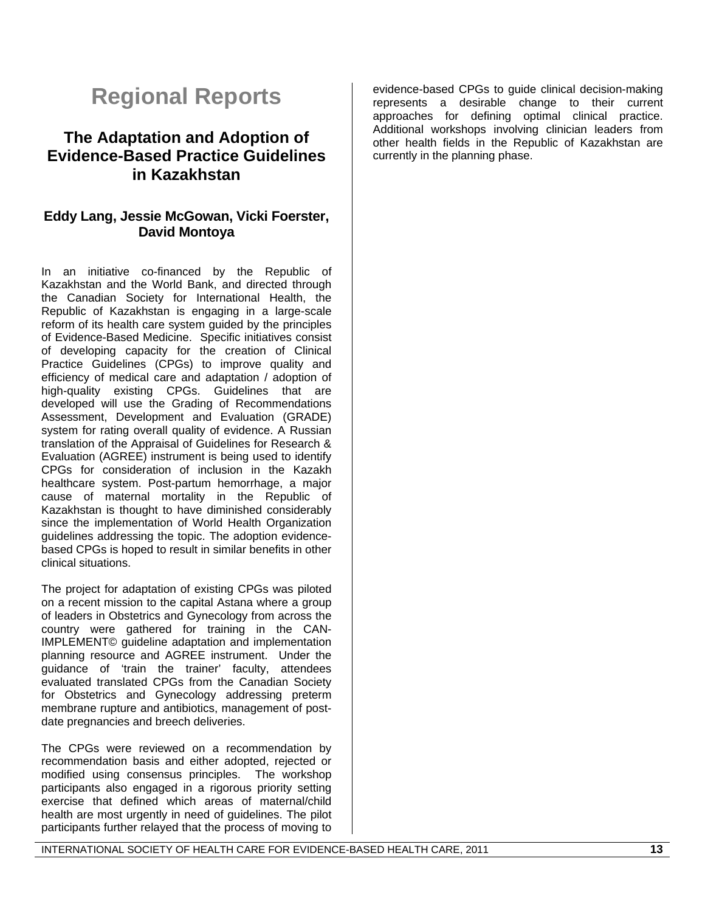# Regional Reports

## The Adaptation and Adoption of Evidence-Based Practice Guidelines in Kazakhstan

**Eddy Lang, Jessie McGowan, Vicki Foerster, David Montoya**

In an initiative co-financed by the Republic of Kazakhstan and the World Bank, and directed through the Canadian Society for International Health, the Republic of Kazakhstan is engaging in a large-scale reform of its health care system guided by the principles of Evidence-Based Medicine. Specific initiatives consist of developing capacity for the creation of Clinical Practice Guidelines (CPGs) to improve quality and efficiency of medical care and adaptation / adoption of high-quality existing CPGs. Guidelines that are developed will use the Grading of Recommendations Assessment, Development and Evaluation (GRADE) system for rating overall quality of evidence. A Russian translation of the Appraisal of Guidelines for Research & Evaluation (AGREE) instrument is being used to identify CPGs for consideration of inclusion in the Kazakh healthcare system. Post-partum hemorrhage, a major cause of maternal mortality in the Republic of Kazakhstan is thought to have diminished considerably since the implementation of World Health Organization guidelines addressing the topic. The adoption evidence-based CPGs is hoped to result in similar benefits in other clinical situations.

The project for adaptation of existing CPGs was piloted on a recent mission to the capital Astana where a group of leaders in Obstetrics and Gynecology from across the country were gathered for training in the CAN-IMPLEMENT© guideline adaptation and implementation planning resource and AGREE instrument. Under the guidance of 'train the trainer' faculty, attendees evaluated translated CPGs from the Canadian Society for Obstetrics and Gynecology addressing preterm membrane rupture and antibiotics, management of post-date pregnancies and breech deliveries.

The CPGs were reviewed on a recommendation by recommendation basis and either adopted, rejected or modified using consensus principles. The workshop participants also engaged in a rigorous priority setting exercise that defined which areas of maternal/child health are most urgently in need of guidelines. The pilot participants further relayed that the process of moving to evidence-based CPGs to guide clinical decision-making represents a desirable change to their current approaches for defining optimal clinical practice. Additional workshops involving clinician leaders from other health fields in the Republic of Kazakhstan are currently in the planning phase.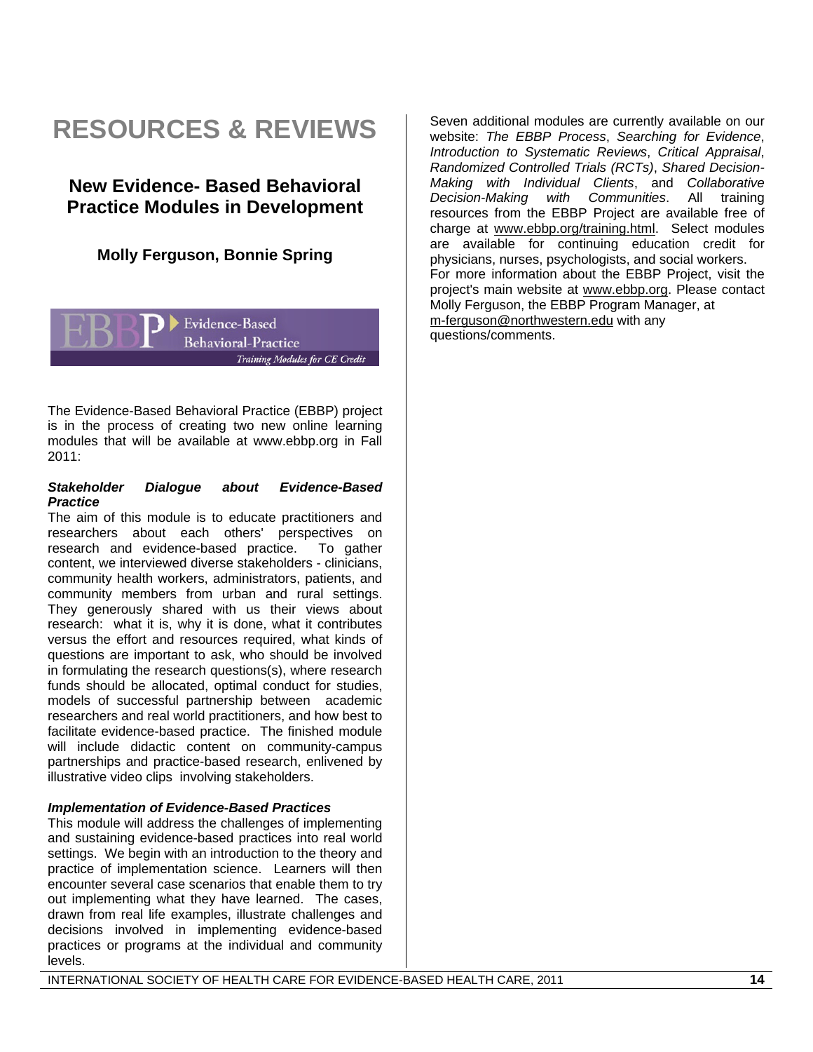# RESOURCES & REVIEWS

## New Evidence- Based Behavioral Practice Modules in Development

### Molly Ferguson, Bonnie Spring

The Evidence-Based Behavioral Practice (EBBP) project is in the process of creating two new online learning modules that will be available at www.ebbp.org in Fall 2011:

***Stakeholder Dialogue about Evidence-Based Practice***

The aim of this module is to educate practitioners and researchers about each others' perspectives on research and evidence-based practice. To gather content, we interviewed diverse stakeholders - clinicians, community health workers, administrators, patients, and community members from urban and rural settings. They generously shared with us their views about research: what it is, why it is done, what it contributes versus the effort and resources required, what kinds of questions are important to ask, who should be involved in formulating the research questions(s), where research funds should be allocated, optimal conduct for studies, models of successful partnership between academic researchers and real world practitioners, and how best to facilitate evidence-based practice. The finished module will include didactic content on community-campus partnerships and practice-based research, enlivened by illustrative video clips involving stakeholders.

***Implementation of Evidence-Based Practices***

This module will address the challenges of implementing and sustaining evidence-based practices into real world settings. We begin with an introduction to the theory and practice of implementation science. Learners will then encounter several case scenarios that enable them to try out implementing what they have learned. The cases, drawn from real life examples, illustrate challenges and decisions involved in implementing evidence-based practices or programs at the individual and community levels.

Seven additional modules are currently available on our website: *The EBBP Process*, *Searching for Evidence*, *Introduction to Systematic Reviews*, *Critical Appraisal*, *Randomized Controlled Trials (RCTs)*, *Shared Decision-Making with Individual Clients*, and *Collaborative Decision-Making with Communities*. All training resources from the EBBP Project are available free of charge at www.ebbp.org/training.html. Select modules are available for continuing education credit for physicians, nurses, psychologists, and social workers.
For more information about the EBBP Project, visit the project's main website at www.ebbp.org. Please contact Molly Ferguson, the EBBP Program Manager, at m-ferguson@northwestern.edu with any questions/comments.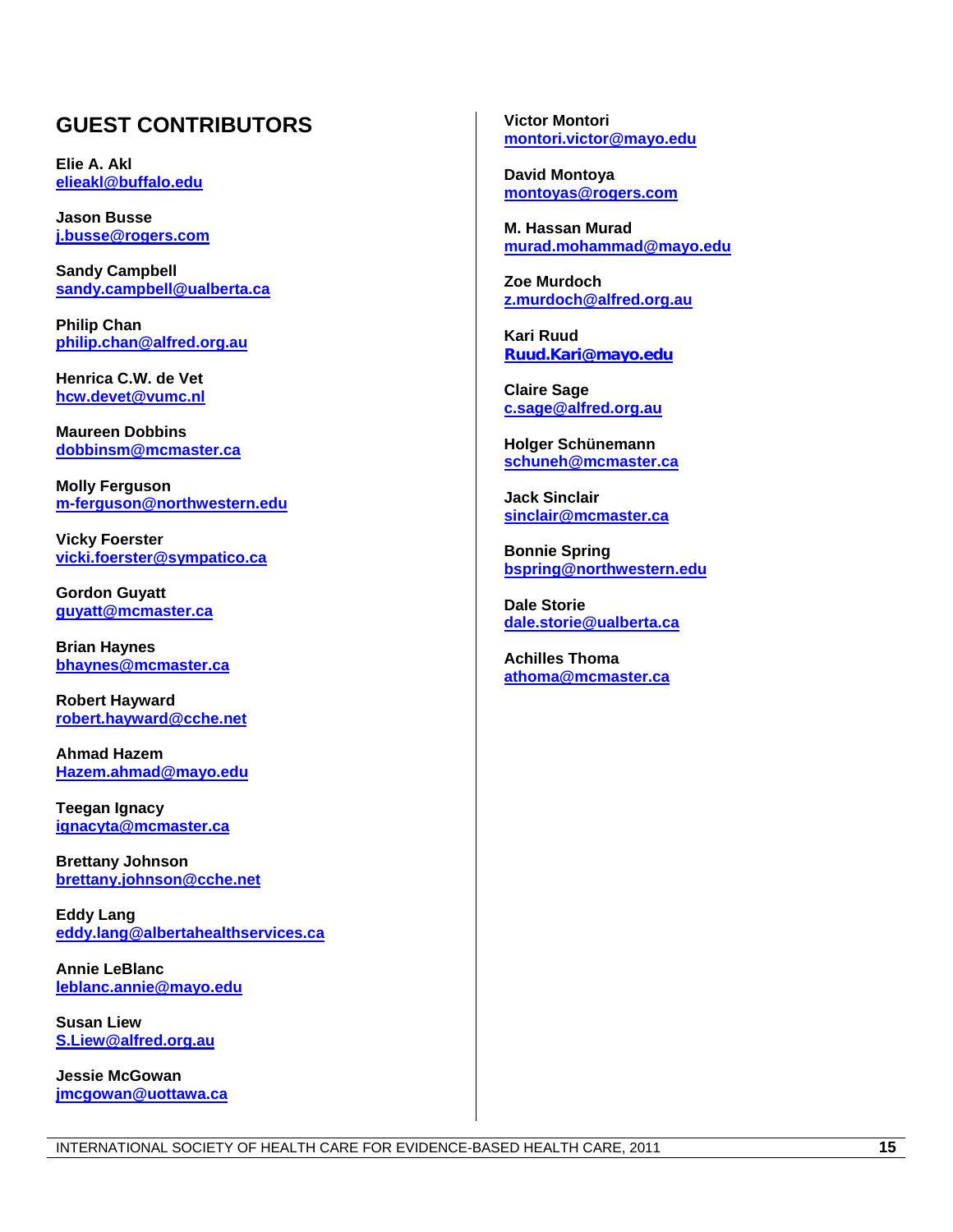## GUEST CONTRIBUTORS

**Elie A. Akl**
elieakl@buffalo.edu

**Jason Busse**
j.busse@rogers.com

**Sandy Campbell**
sandy.campbell@ualberta.ca

**Philip Chan**
philip.chan@alfred.org.au

**Henrica C.W. de Vet**
hcw.devet@vumc.nl

**Maureen Dobbins**
dobbinsm@mcmaster.ca

**Molly Ferguson**
m-ferguson@northwestern.edu

**Vicky Foerster**
vicki.foerster@sympatico.ca

**Gordon Guyatt**
guyatt@mcmaster.ca

**Brian Haynes**
bhaynes@mcmaster.ca

**Robert Hayward**
robert.hayward@cche.net

**Ahmad Hazem**
Hazem.ahmad@mayo.edu

**Teegan Ignacy**
ignacyta@mcmaster.ca

**Brettany Johnson**
brettany.johnson@cche.net

**Eddy Lang**
eddy.lang@albertahealthservices.ca

**Annie LeBlanc**
leblanc.annie@mayo.edu

**Susan Liew**
S.Liew@alfred.org.au

**Jessie McGowan**
jmcgowan@uottawa.ca

**Victor Montori**
montori.victor@mayo.edu

**David Montoya**
montoyas@rogers.com

**M. Hassan Murad**
murad.mohammad@mayo.edu

**Zoe Murdoch**
z.murdoch@alfred.org.au

**Kari Ruud**
Ruud.Kari@mayo.edu

**Claire Sage**
c.sage@alfred.org.au

**Holger Schünemann**
schuneh@mcmaster.ca

**Jack Sinclair**
sinclair@mcmaster.ca

**Bonnie Spring**
bspring@northwestern.edu

**Dale Storie**
dale.storie@ualberta.ca

**Achilles Thoma**
athoma@mcmaster.ca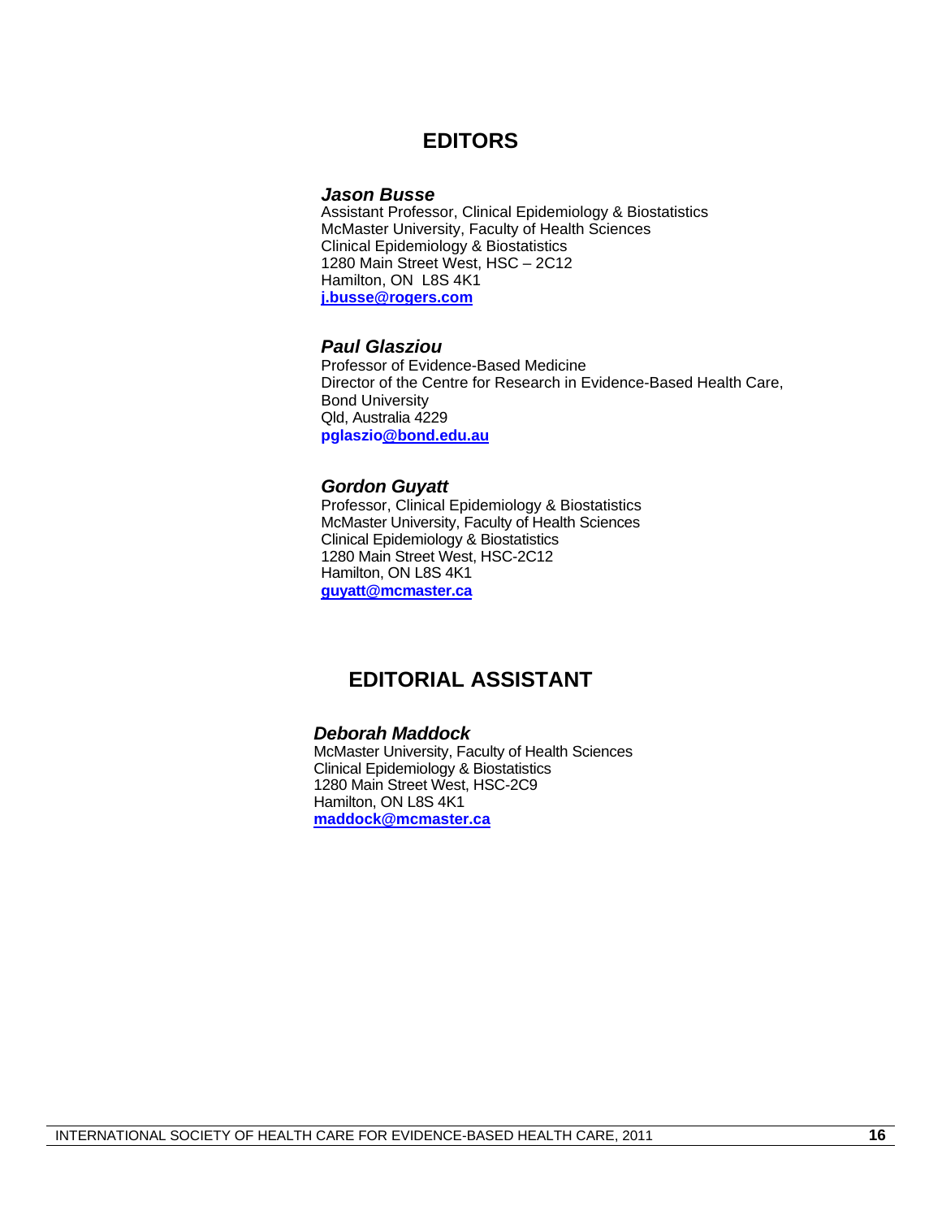## EDITORS

***Jason Busse***
Assistant Professor, Clinical Epidemiology & Biostatistics
McMaster University, Faculty of Health Sciences
Clinical Epidemiology & Biostatistics
1280 Main Street West, HSC – 2C12
Hamilton, ON L8S 4K1
**j.busse@rogers.com**

***Paul Glasziou***
Professor of Evidence-Based Medicine
Director of the Centre for Research in Evidence-Based Health Care,
Bond University
Qld, Australia 4229
**pglaszio@bond.edu.au**

***Gordon Guyatt***
Professor, Clinical Epidemiology & Biostatistics
McMaster University, Faculty of Health Sciences
Clinical Epidemiology & Biostatistics
1280 Main Street West, HSC-2C12
Hamilton, ON L8S 4K1
**guyatt@mcmaster.ca**

## EDITORIAL ASSISTANT

***Deborah Maddock***
McMaster University, Faculty of Health Sciences
Clinical Epidemiology & Biostatistics
1280 Main Street West, HSC-2C9
Hamilton, ON L8S 4K1
**maddock@mcmaster.ca**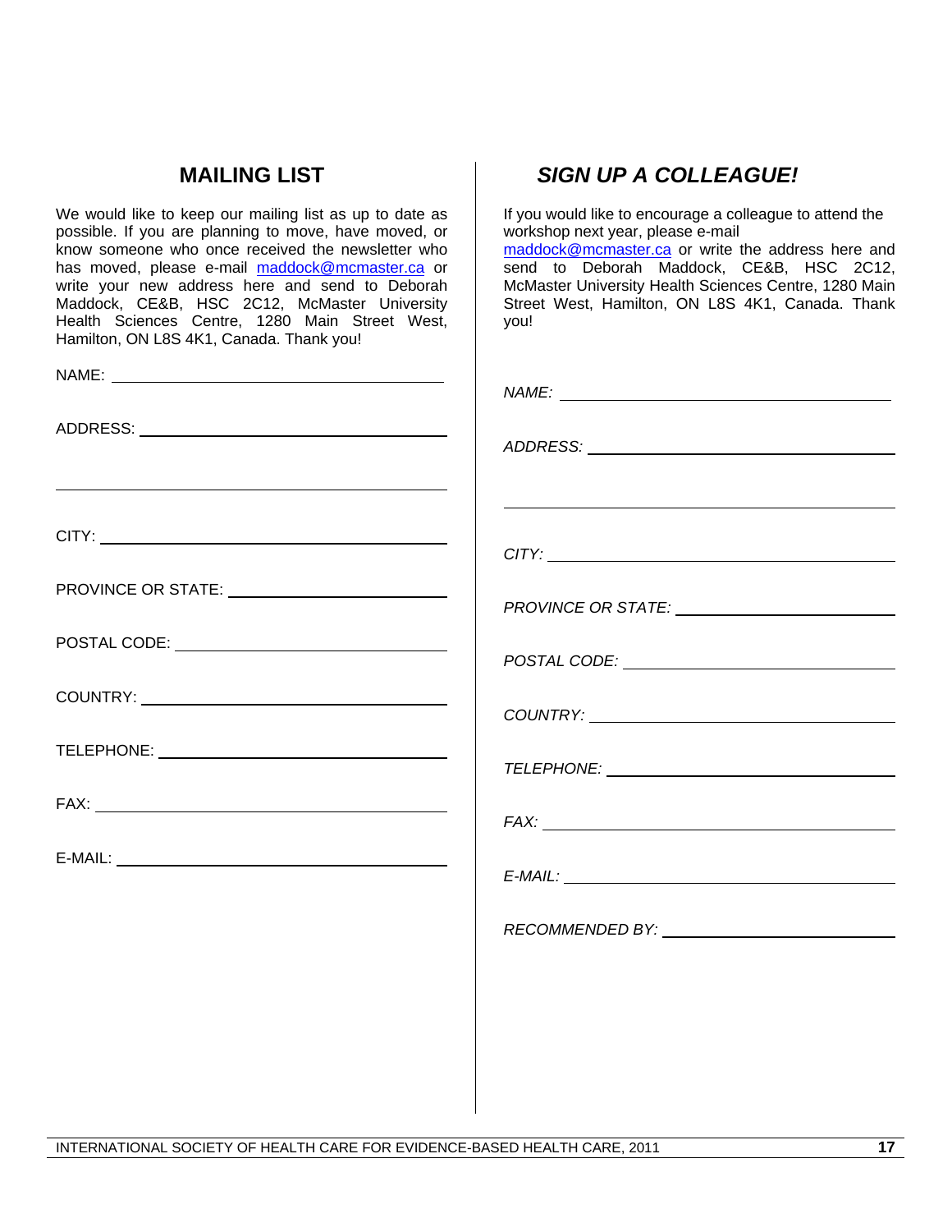## MAILING LIST

We would like to keep our mailing list as up to date as possible. If you are planning to move, have moved, or know someone who once received the newsletter who has moved, please e-mail maddock@mcmaster.ca or write your new address here and send to Deborah Maddock, CE&B, HSC 2C12, McMaster University Health Sciences Centre, 1280 Main Street West, Hamilton, ON L8S 4K1, Canada. Thank you!

NAME: ______________________________

ADDRESS: ______________________________

______________________________

CITY: ______________________________

PROVINCE OR STATE: ______________________________

POSTAL CODE: ______________________________

COUNTRY: ______________________________

TELEPHONE: ______________________________

FAX: ______________________________

E-MAIL: ______________________________

## *SIGN UP A COLLEAGUE!*

If you would like to encourage a colleague to attend the workshop next year, please e-mail maddock@mcmaster.ca or write the address here and send to Deborah Maddock, CE&B, HSC 2C12, McMaster University Health Sciences Centre, 1280 Main Street West, Hamilton, ON L8S 4K1, Canada. Thank you!

*NAME:* ______________________________

*ADDRESS:* ______________________________

______________________________

*CITY:* ______________________________

*PROVINCE OR STATE:* ______________________________

*POSTAL CODE:* ______________________________

*COUNTRY:* ______________________________

*TELEPHONE:* ______________________________

*FAX:* ______________________________

*E-MAIL:* ______________________________

*RECOMMENDED BY:* ______________________________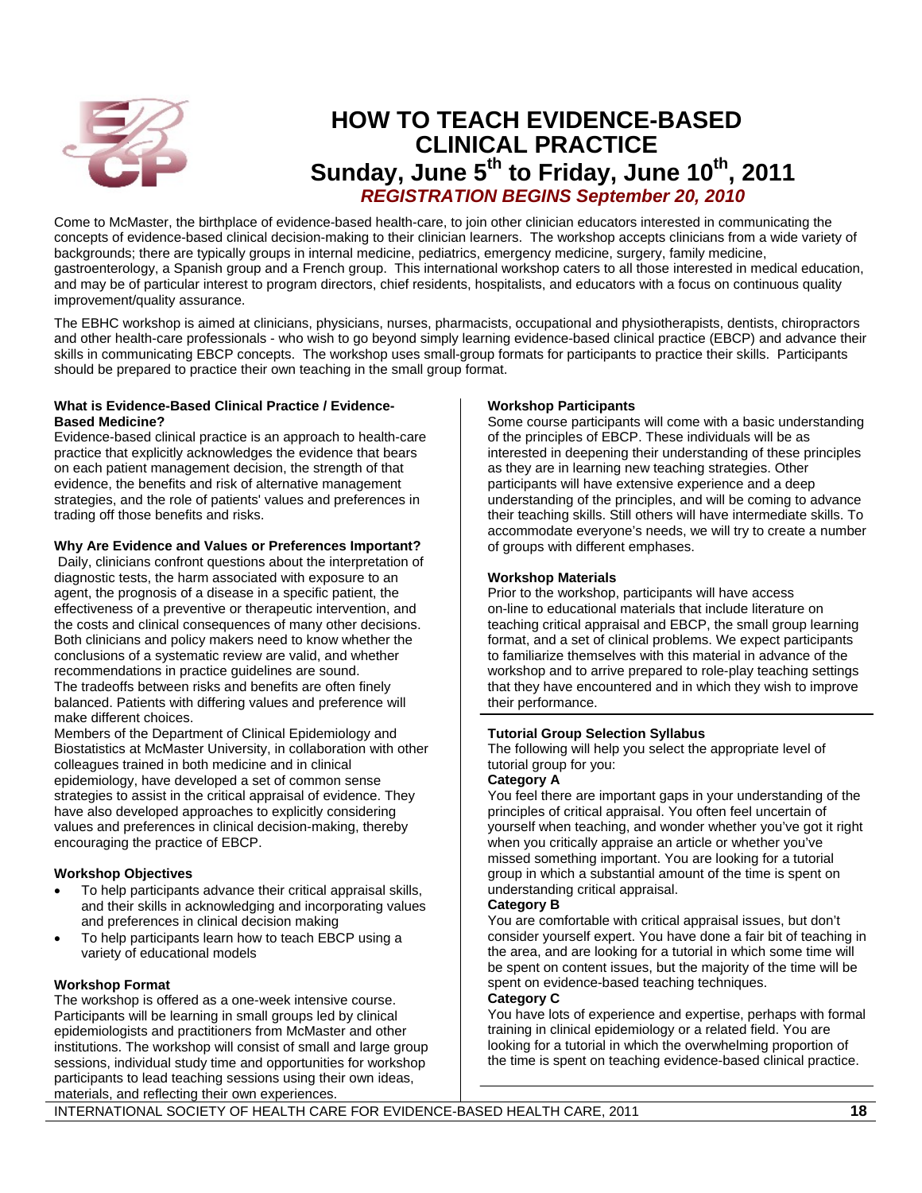# HOW TO TEACH EVIDENCE-BASED CLINICAL PRACTICE

## Sunday, June 5th to Friday, June 10th, 2011

***REGISTRATION BEGINS September 20, 2010***

Come to McMaster, the birthplace of evidence-based health-care, to join other clinician educators interested in communicating the concepts of evidence-based clinical decision-making to their clinician learners. The workshop accepts clinicians from a wide variety of backgrounds; there are typically groups in internal medicine, pediatrics, emergency medicine, surgery, family medicine, gastroenterology, a Spanish group and a French group. This international workshop caters to all those interested in medical education, and may be of particular interest to program directors, chief residents, hospitalists, and educators with a focus on continuous quality improvement/quality assurance.

The EBHC workshop is aimed at clinicians, physicians, nurses, pharmacists, occupational and physiotherapists, dentists, chiropractors and other health-care professionals - who wish to go beyond simply learning evidence-based clinical practice (EBCP) and advance their skills in communicating EBCP concepts. The workshop uses small-group formats for participants to practice their skills. Participants should be prepared to practice their own teaching in the small group format.

**What is Evidence-Based Clinical Practice / Evidence-Based Medicine?**

Evidence-based clinical practice is an approach to health-care practice that explicitly acknowledges the evidence that bears on each patient management decision, the strength of that evidence, the benefits and risk of alternative management strategies, and the role of patients' values and preferences in trading off those benefits and risks.

**Why Are Evidence and Values or Preferences Important?**

Daily, clinicians confront questions about the interpretation of diagnostic tests, the harm associated with exposure to an agent, the prognosis of a disease in a specific patient, the effectiveness of a preventive or therapeutic intervention, and the costs and clinical consequences of many other decisions. Both clinicians and policy makers need to know whether the conclusions of a systematic review are valid, and whether recommendations in practice guidelines are sound.

The tradeoffs between risks and benefits are often finely balanced. Patients with differing values and preference will make different choices.

Members of the Department of Clinical Epidemiology and Biostatistics at McMaster University, in collaboration with other colleagues trained in both medicine and in clinical epidemiology, have developed a set of common sense strategies to assist in the critical appraisal of evidence. They have also developed approaches to explicitly considering values and preferences in clinical decision-making, thereby encouraging the practice of EBCP.

**Workshop Objectives**

- To help participants advance their critical appraisal skills, and their skills in acknowledging and incorporating values and preferences in clinical decision making
- To help participants learn how to teach EBCP using a variety of educational models

**Workshop Format**

The workshop is offered as a one-week intensive course. Participants will be learning in small groups led by clinical epidemiologists and practitioners from McMaster and other institutions. The workshop will consist of small and large group sessions, individual study time and opportunities for workshop participants to lead teaching sessions using their own ideas, materials, and reflecting their own experiences.

**Workshop Participants**

Some course participants will come with a basic understanding of the principles of EBCP. These individuals will be as interested in deepening their understanding of these principles as they are in learning new teaching strategies. Other participants will have extensive experience and a deep understanding of the principles, and will be coming to advance their teaching skills. Still others will have intermediate skills. To accommodate everyone's needs, we will try to create a number of groups with different emphases.

**Workshop Materials**

Prior to the workshop, participants will have access on-line to educational materials that include literature on teaching critical appraisal and EBCP, the small group learning format, and a set of clinical problems. We expect participants to familiarize themselves with this material in advance of the workshop and to arrive prepared to role-play teaching settings that they have encountered and in which they wish to improve their performance.

**Tutorial Group Selection Syllabus**

The following will help you select the appropriate level of tutorial group for you:

**Category A**

You feel there are important gaps in your understanding of the principles of critical appraisal. You often feel uncertain of yourself when teaching, and wonder whether you've got it right when you critically appraise an article or whether you've missed something important. You are looking for a tutorial group in which a substantial amount of the time is spent on understanding critical appraisal.

**Category B**

You are comfortable with critical appraisal issues, but don't consider yourself expert. You have done a fair bit of teaching in the area, and are looking for a tutorial in which some time will be spent on content issues, but the majority of the time will be spent on evidence-based teaching techniques.

**Category C**

You have lots of experience and expertise, perhaps with formal training in clinical epidemiology or a related field. You are looking for a tutorial in which the overwhelming proportion of the time is spent on teaching evidence-based clinical practice.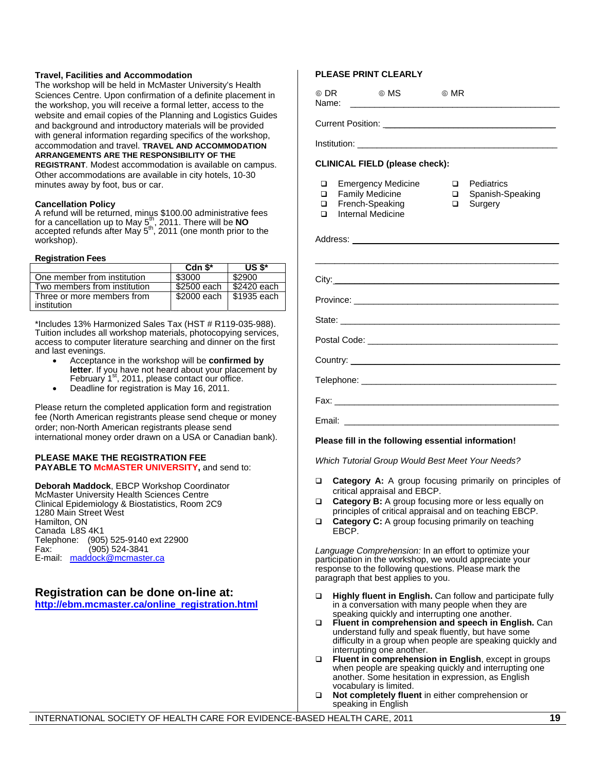### Travel, Facilities and Accommodation

The workshop will be held in McMaster University's Health Sciences Centre. Upon confirmation of a definite placement in the workshop, you will receive a formal letter, access to the website and email copies of the Planning and Logistics Guides and background and introductory materials will be provided with general information regarding specifics of the workshop, accommodation and travel. **TRAVEL AND ACCOMMODATION ARRANGEMENTS ARE THE RESPONSIBILITY OF THE REGISTRANT**. Modest accommodation is available on campus. Other accommodations are available in city hotels, 10-30 minutes away by foot, bus or car.

### Cancellation Policy

A refund will be returned, minus $100.00 administrative fees for a cancellation up to May 5th, 2011. There will be **NO** accepted refunds after May 5th, 2011 (one month prior to the workshop).

### Registration Fees

| | Cdn $* | US $* |
|---|---|---|
| One member from institution | $3000 | $2900 |
| Two members from institution | $2500 each | $2420 each |
| Three or more members from institution | $2000 each | $1935 each |

*Includes 13% Harmonized Sales Tax (HST # R119-035-988). Tuition includes all workshop materials, photocopying services, access to computer literature searching and dinner on the first and last evenings.

- Acceptance in the workshop will be **confirmed by letter**. If you have not heard about your placement by February 1st, 2011, please contact our office.
- Deadline for registration is May 16, 2011.

Please return the completed application form and registration fee (North American registrants please send cheque or money order; non-North American registrants please send international money order drawn on a USA or Canadian bank).

**PLEASE MAKE THE REGISTRATION FEE PAYABLE TO McMASTER UNIVERSITY,** and send to:

**Deborah Maddock**, EBCP Workshop Coordinator
McMaster University Health Sciences Centre
Clinical Epidemiology & Biostatistics, Room 2C9
1280 Main Street West
Hamilton, ON
Canada L8S 4K1
Telephone: (905) 525-9140 ext 22900
Fax: (905) 524-3841
E-mail: maddock@mcmaster.ca

## Registration can be done on-line at:

**http://ebm.mcmaster.ca/online_registration.html**

**PLEASE PRINT CLEARLY**

◎ DR ◎ MS ◎ MR

Name: ____________________________________________

Current Position: ____________________________________

Institution: ________________________________________

**CLINICAL FIELD (please check):**

- ❑ Emergency Medicine
- ❑ Family Medicine
- ❑ French-Speaking
- ❑ Internal Medicine
- ❑ Pediatrics
- ❑ Spanish-Speaking
- ❑ Surgery

Address: __________________________________________

___________________________________________________

City: _____________________________________________

Province: __________________________________________

State: _____________________________________________

Postal Code: _______________________________________

Country: ___________________________________________

Telephone: _________________________________________

Fax: ______________________________________________

Email: _____________________________________________

**Please fill in the following essential information!**

*Which Tutorial Group Would Best Meet Your Needs?*

- ❑ **Category A:** A group focusing primarily on principles of critical appraisal and EBCP.
- ❑ **Category B:** A group focusing more or less equally on principles of critical appraisal and on teaching EBCP.
- ❑ **Category C:** A group focusing primarily on teaching EBCP.

*Language Comprehension:* In an effort to optimize your participation in the workshop, we would appreciate your response to the following questions. Please mark the paragraph that best applies to you.

- ❑ **Highly fluent in English.** Can follow and participate fully in a conversation with many people when they are speaking quickly and interrupting one another.
- ❑ **Fluent in comprehension and speech in English.** Can understand fully and speak fluently, but have some difficulty in a group when people are speaking quickly and interrupting one another.
- ❑ **Fluent in comprehension in English**, except in groups when people are speaking quickly and interrupting one another. Some hesitation in expression, as English vocabulary is limited.
- ❑ **Not completely fluent** in either comprehension or speaking in English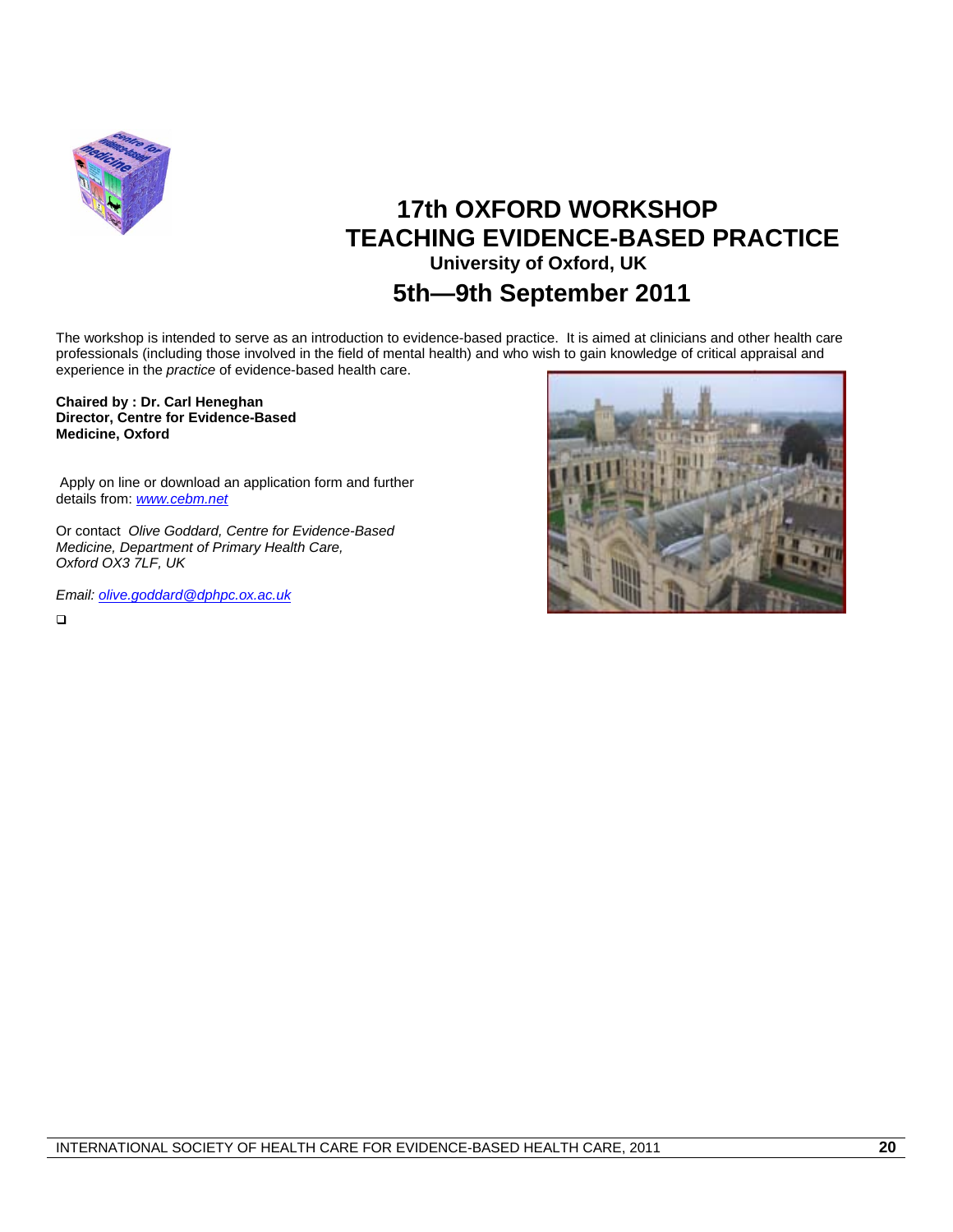# 17th OXFORD WORKSHOP
# TEACHING EVIDENCE-BASED PRACTICE

**University of Oxford, UK**

## 5th—9th September 2011

The workshop is intended to serve as an introduction to evidence-based practice. It is aimed at clinicians and other health care professionals (including those involved in the field of mental health) and who wish to gain knowledge of critical appraisal and experience in the *practice* of evidence-based health care.

**Chaired by : Dr. Carl Heneghan**
**Director, Centre for Evidence-Based Medicine, Oxford**

Apply on line or download an application form and further details from: *www.cebm.net*

Or contact *Olive Goddard, Centre for Evidence-Based Medicine, Department of Primary Health Care, Oxford OX3 7LF, UK*

*Email: olive.goddard@dphpc.ox.ac.uk*